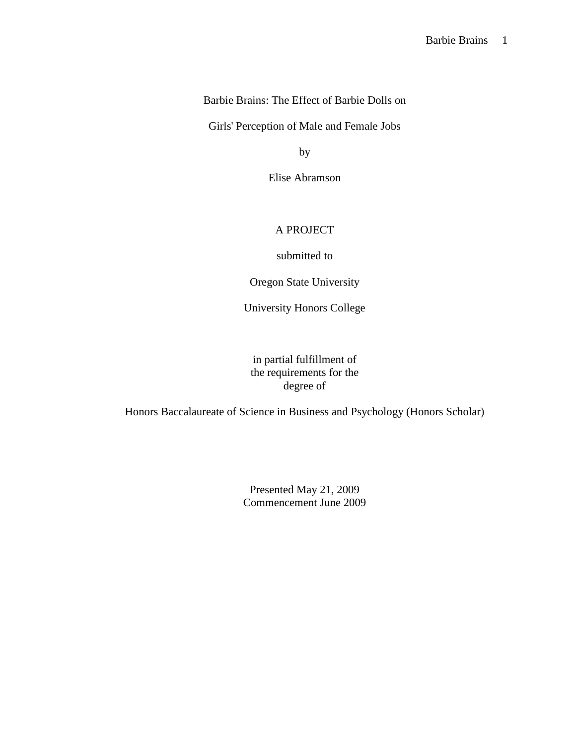# Barbie Brains: The Effect of Barbie Dolls on Girls' Perception of Male and Female Jobs

by

Elise Abramson

A PROJECT

submitted to

Oregon State University

University Honors College

in partial fulfillment of
the requirements for the
degree of

Honors Baccalaureate of Science in Business and Psychology (Honors Scholar)

Presented May 21, 2009
Commencement June 2009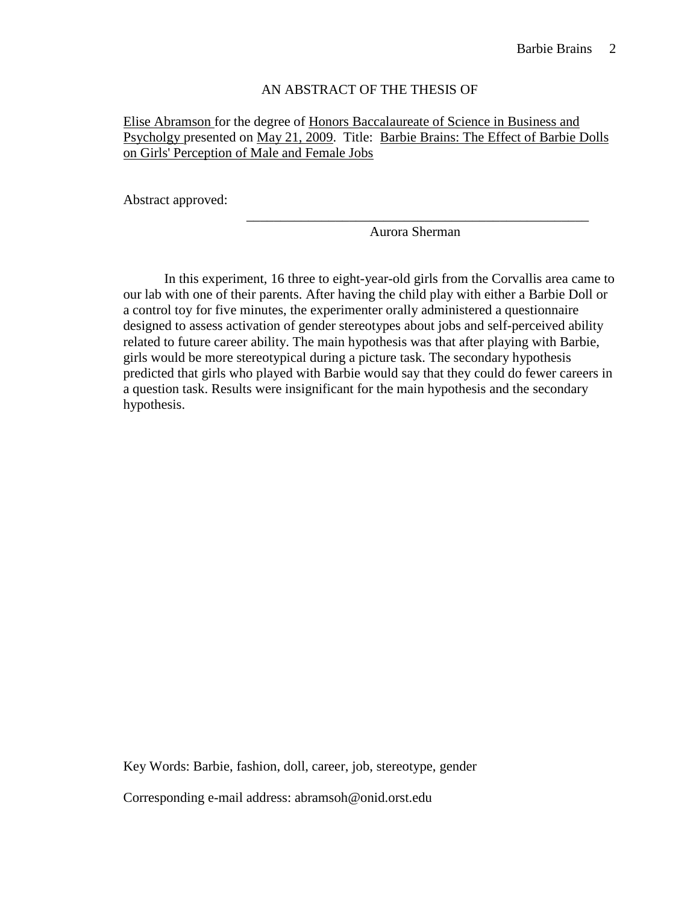AN ABSTRACT OF THE THESIS OF

Elise Abramson for the degree of Honors Baccalaureate of Science in Business and Psycholgy presented on May 21, 2009. Title: Barbie Brains: The Effect of Barbie Dolls on Girls' Perception of Male and Female Jobs

Abstract approved:

\_\_\_\_\_\_\_\_\_\_\_\_\_\_\_\_\_\_\_\_\_\_\_\_\_\_\_\_\_\_\_\_\_\_\_\_\_\_\_\_\_\_\_\_\_\_\_\_\_\_

Aurora Sherman

In this experiment, 16 three to eight-year-old girls from the Corvallis area came to our lab with one of their parents. After having the child play with either a Barbie Doll or a control toy for five minutes, the experimenter orally administered a questionnaire designed to assess activation of gender stereotypes about jobs and self-perceived ability related to future career ability. The main hypothesis was that after playing with Barbie, girls would be more stereotypical during a picture task. The secondary hypothesis predicted that girls who played with Barbie would say that they could do fewer careers in a question task. Results were insignificant for the main hypothesis and the secondary hypothesis.

Key Words: Barbie, fashion, doll, career, job, stereotype, gender

Corresponding e-mail address: abramsoh@onid.orst.edu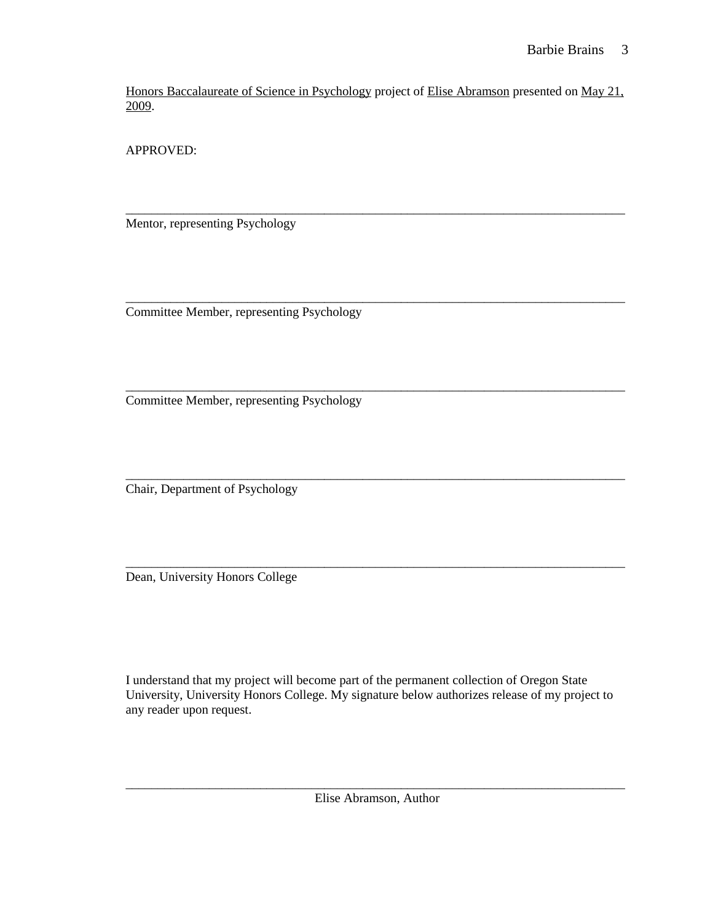<u>Honors Baccalaureate of Science in Psychology</u> project of <u>Elise Abramson</u> presented on <u>May 21, 2009</u>.

APPROVED:

\_\_\_\_\_\_\_\_\_\_\_\_\_\_\_\_\_\_\_\_\_\_\_\_\_\_\_\_\_\_\_\_\_\_\_\_\_\_\_\_\_\_\_\_\_\_\_\_\_\_\_\_\_\_\_\_\_\_\_\_

Mentor, representing Psychology

\_\_\_\_\_\_\_\_\_\_\_\_\_\_\_\_\_\_\_\_\_\_\_\_\_\_\_\_\_\_\_\_\_\_\_\_\_\_\_\_\_\_\_\_\_\_\_\_\_\_\_\_\_\_\_\_\_\_\_\_

Committee Member, representing Psychology

\_\_\_\_\_\_\_\_\_\_\_\_\_\_\_\_\_\_\_\_\_\_\_\_\_\_\_\_\_\_\_\_\_\_\_\_\_\_\_\_\_\_\_\_\_\_\_\_\_\_\_\_\_\_\_\_\_\_\_\_

Committee Member, representing Psychology

\_\_\_\_\_\_\_\_\_\_\_\_\_\_\_\_\_\_\_\_\_\_\_\_\_\_\_\_\_\_\_\_\_\_\_\_\_\_\_\_\_\_\_\_\_\_\_\_\_\_\_\_\_\_\_\_\_\_\_\_

Chair, Department of Psychology

\_\_\_\_\_\_\_\_\_\_\_\_\_\_\_\_\_\_\_\_\_\_\_\_\_\_\_\_\_\_\_\_\_\_\_\_\_\_\_\_\_\_\_\_\_\_\_\_\_\_\_\_\_\_\_\_\_\_\_\_

Dean, University Honors College

I understand that my project will become part of the permanent collection of Oregon State University, University Honors College. My signature below authorizes release of my project to any reader upon request.

\_\_\_\_\_\_\_\_\_\_\_\_\_\_\_\_\_\_\_\_\_\_\_\_\_\_\_\_\_\_\_\_\_\_\_\_\_\_\_\_\_\_\_\_\_\_\_\_\_\_\_\_\_\_\_\_\_\_\_\_

Elise Abramson, Author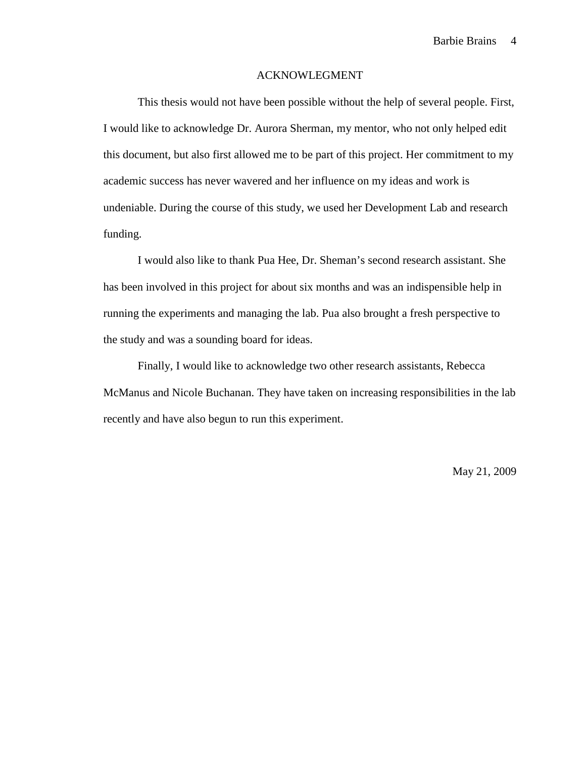# ACKNOWLEGMENT

This thesis would not have been possible without the help of several people. First, I would like to acknowledge Dr. Aurora Sherman, my mentor, who not only helped edit this document, but also first allowed me to be part of this project. Her commitment to my academic success has never wavered and her influence on my ideas and work is undeniable. During the course of this study, we used her Development Lab and research funding.

I would also like to thank Pua Hee, Dr. Sheman's second research assistant. She has been involved in this project for about six months and was an indispensible help in running the experiments and managing the lab. Pua also brought a fresh perspective to the study and was a sounding board for ideas.

Finally, I would like to acknowledge two other research assistants, Rebecca McManus and Nicole Buchanan. They have taken on increasing responsibilities in the lab recently and have also begun to run this experiment.

May 21, 2009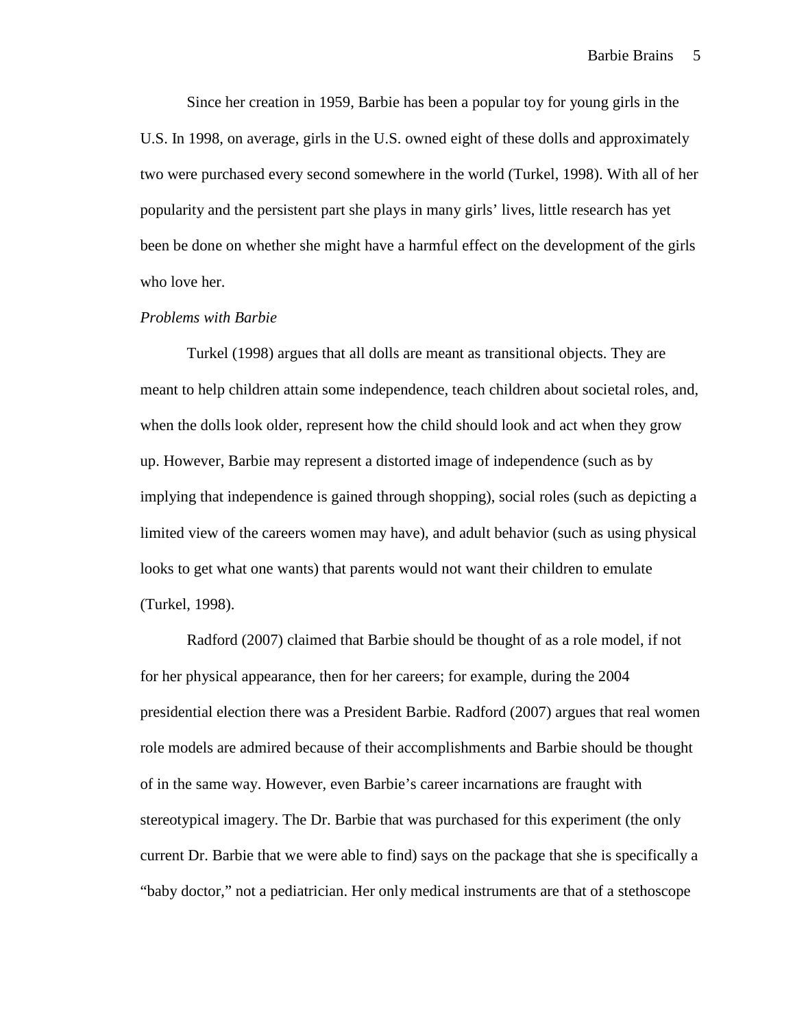Since her creation in 1959, Barbie has been a popular toy for young girls in the U.S. In 1998, on average, girls in the U.S. owned eight of these dolls and approximately two were purchased every second somewhere in the world (Turkel, 1998). With all of her popularity and the persistent part she plays in many girls' lives, little research has yet been be done on whether she might have a harmful effect on the development of the girls who love her.

*Problems with Barbie*

Turkel (1998) argues that all dolls are meant as transitional objects. They are meant to help children attain some independence, teach children about societal roles, and, when the dolls look older, represent how the child should look and act when they grow up. However, Barbie may represent a distorted image of independence (such as by implying that independence is gained through shopping), social roles (such as depicting a limited view of the careers women may have), and adult behavior (such as using physical looks to get what one wants) that parents would not want their children to emulate (Turkel, 1998).

Radford (2007) claimed that Barbie should be thought of as a role model, if not for her physical appearance, then for her careers; for example, during the 2004 presidential election there was a President Barbie. Radford (2007) argues that real women role models are admired because of their accomplishments and Barbie should be thought of in the same way. However, even Barbie's career incarnations are fraught with stereotypical imagery. The Dr. Barbie that was purchased for this experiment (the only current Dr. Barbie that we were able to find) says on the package that she is specifically a "baby doctor," not a pediatrician. Her only medical instruments are that of a stethoscope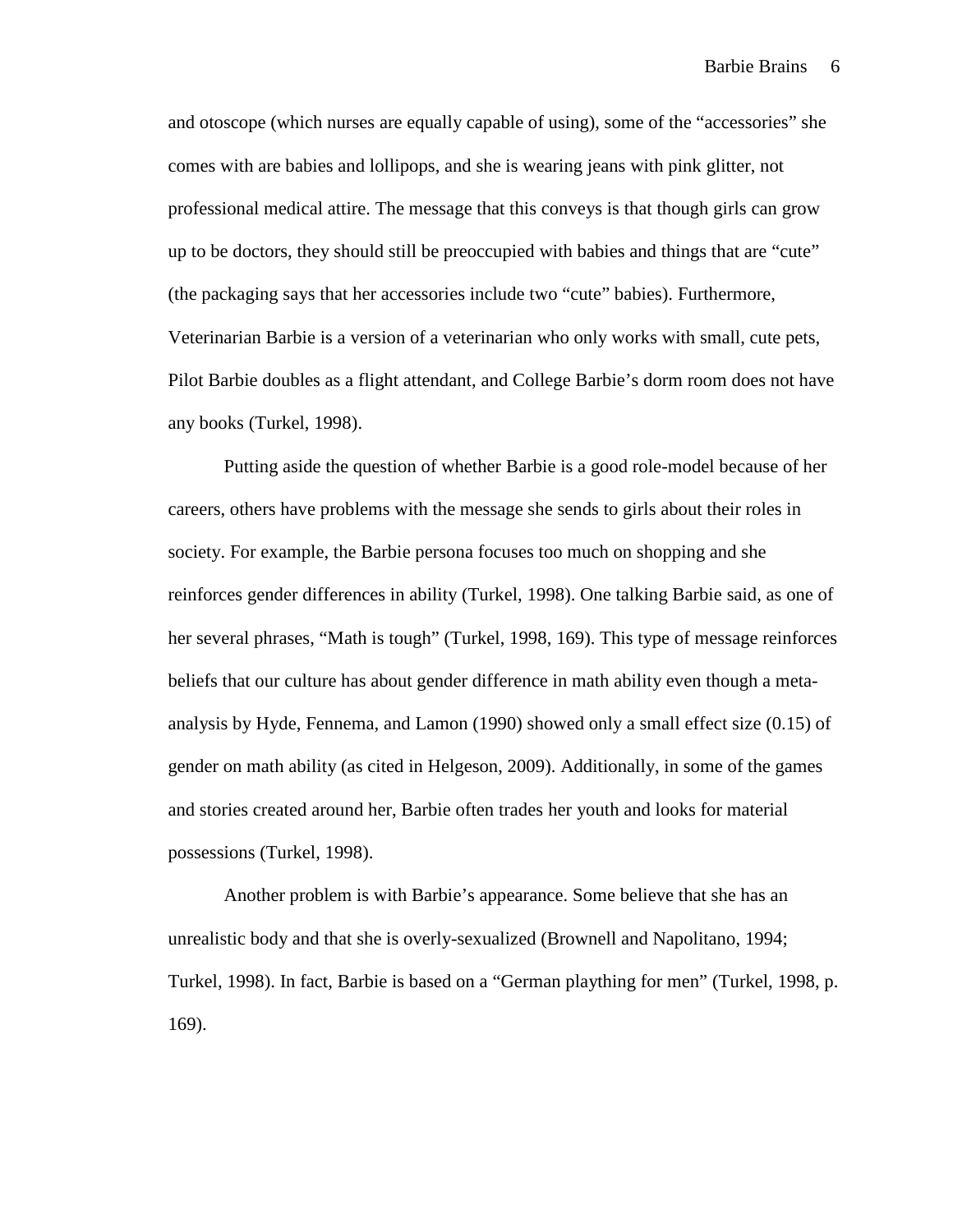and otoscope (which nurses are equally capable of using), some of the "accessories" she comes with are babies and lollipops, and she is wearing jeans with pink glitter, not professional medical attire. The message that this conveys is that though girls can grow up to be doctors, they should still be preoccupied with babies and things that are "cute" (the packaging says that her accessories include two "cute" babies). Furthermore, Veterinarian Barbie is a version of a veterinarian who only works with small, cute pets, Pilot Barbie doubles as a flight attendant, and College Barbie's dorm room does not have any books (Turkel, 1998).

Putting aside the question of whether Barbie is a good role-model because of her careers, others have problems with the message she sends to girls about their roles in society. For example, the Barbie persona focuses too much on shopping and she reinforces gender differences in ability (Turkel, 1998). One talking Barbie said, as one of her several phrases, "Math is tough" (Turkel, 1998, 169). This type of message reinforces beliefs that our culture has about gender difference in math ability even though a meta-analysis by Hyde, Fennema, and Lamon (1990) showed only a small effect size (0.15) of gender on math ability (as cited in Helgeson, 2009). Additionally, in some of the games and stories created around her, Barbie often trades her youth and looks for material possessions (Turkel, 1998).

Another problem is with Barbie's appearance. Some believe that she has an unrealistic body and that she is overly-sexualized (Brownell and Napolitano, 1994; Turkel, 1998). In fact, Barbie is based on a "German plaything for men" (Turkel, 1998, p. 169).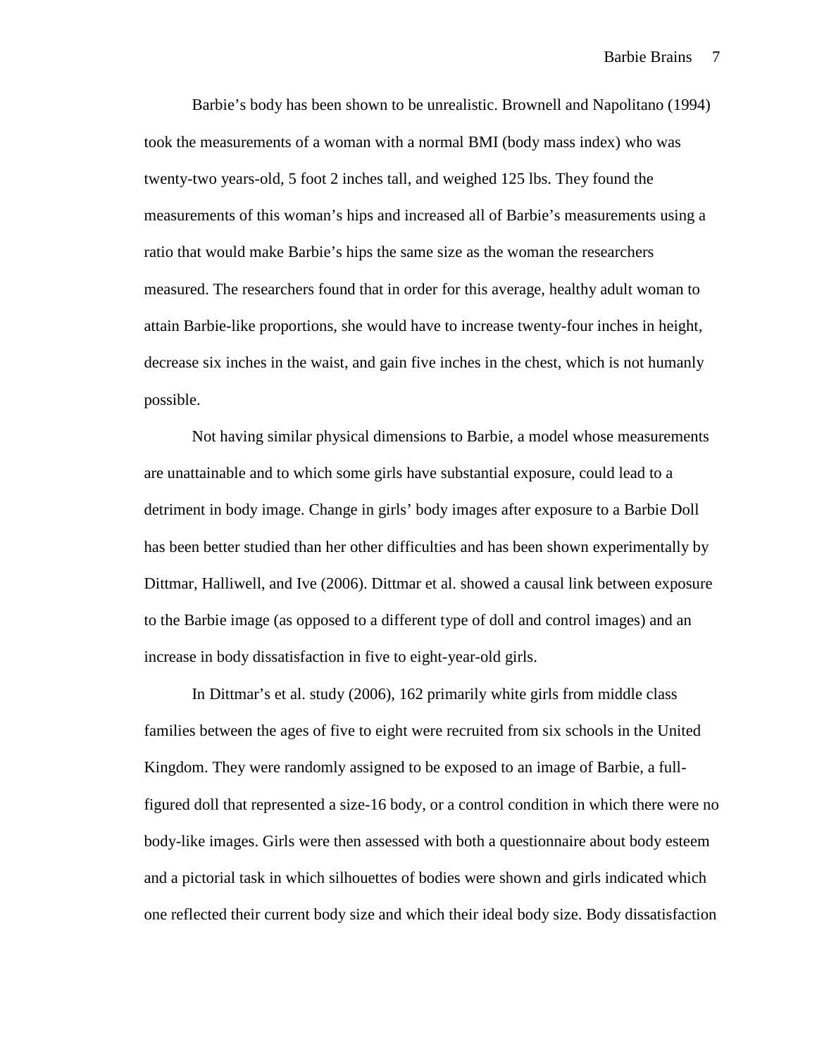Barbie's body has been shown to be unrealistic. Brownell and Napolitano (1994) took the measurements of a woman with a normal BMI (body mass index) who was twenty-two years-old, 5 foot 2 inches tall, and weighed 125 lbs. They found the measurements of this woman's hips and increased all of Barbie's measurements using a ratio that would make Barbie's hips the same size as the woman the researchers measured. The researchers found that in order for this average, healthy adult woman to attain Barbie-like proportions, she would have to increase twenty-four inches in height, decrease six inches in the waist, and gain five inches in the chest, which is not humanly possible.

Not having similar physical dimensions to Barbie, a model whose measurements are unattainable and to which some girls have substantial exposure, could lead to a detriment in body image. Change in girls' body images after exposure to a Barbie Doll has been better studied than her other difficulties and has been shown experimentally by Dittmar, Halliwell, and Ive (2006). Dittmar et al. showed a causal link between exposure to the Barbie image (as opposed to a different type of doll and control images) and an increase in body dissatisfaction in five to eight-year-old girls.

In Dittmar's et al. study (2006), 162 primarily white girls from middle class families between the ages of five to eight were recruited from six schools in the United Kingdom. They were randomly assigned to be exposed to an image of Barbie, a full-figured doll that represented a size-16 body, or a control condition in which there were no body-like images. Girls were then assessed with both a questionnaire about body esteem and a pictorial task in which silhouettes of bodies were shown and girls indicated which one reflected their current body size and which their ideal body size. Body dissatisfaction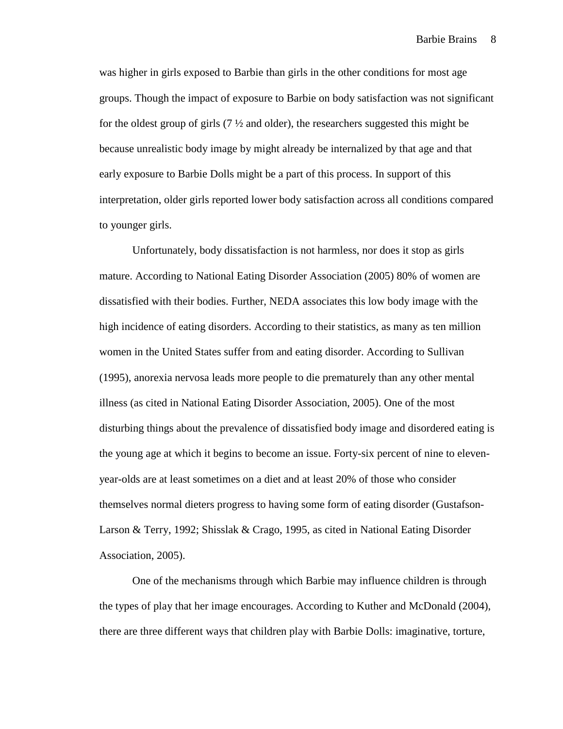was higher in girls exposed to Barbie than girls in the other conditions for most age groups. Though the impact of exposure to Barbie on body satisfaction was not significant for the oldest group of girls (7 ½ and older), the researchers suggested this might be because unrealistic body image by might already be internalized by that age and that early exposure to Barbie Dolls might be a part of this process. In support of this interpretation, older girls reported lower body satisfaction across all conditions compared to younger girls.

Unfortunately, body dissatisfaction is not harmless, nor does it stop as girls mature. According to National Eating Disorder Association (2005) 80% of women are dissatisfied with their bodies. Further, NEDA associates this low body image with the high incidence of eating disorders. According to their statistics, as many as ten million women in the United States suffer from and eating disorder. According to Sullivan (1995), anorexia nervosa leads more people to die prematurely than any other mental illness (as cited in National Eating Disorder Association, 2005). One of the most disturbing things about the prevalence of dissatisfied body image and disordered eating is the young age at which it begins to become an issue. Forty-six percent of nine to eleven-year-olds are at least sometimes on a diet and at least 20% of those who consider themselves normal dieters progress to having some form of eating disorder (Gustafson-Larson & Terry, 1992; Shisslak & Crago, 1995, as cited in National Eating Disorder Association, 2005).

One of the mechanisms through which Barbie may influence children is through the types of play that her image encourages. According to Kuther and McDonald (2004), there are three different ways that children play with Barbie Dolls: imaginative, torture,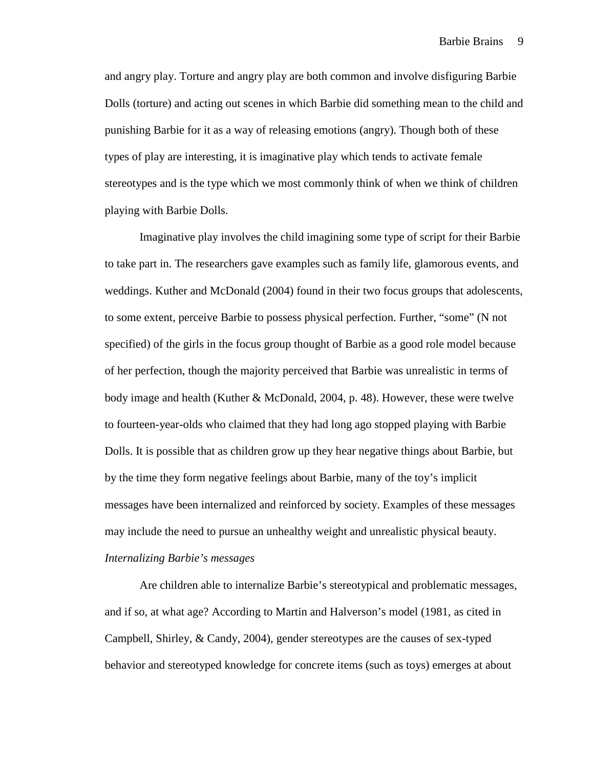and angry play. Torture and angry play are both common and involve disfiguring Barbie Dolls (torture) and acting out scenes in which Barbie did something mean to the child and punishing Barbie for it as a way of releasing emotions (angry). Though both of these types of play are interesting, it is imaginative play which tends to activate female stereotypes and is the type which we most commonly think of when we think of children playing with Barbie Dolls.

Imaginative play involves the child imagining some type of script for their Barbie to take part in. The researchers gave examples such as family life, glamorous events, and weddings. Kuther and McDonald (2004) found in their two focus groups that adolescents, to some extent, perceive Barbie to possess physical perfection. Further, "some" (N not specified) of the girls in the focus group thought of Barbie as a good role model because of her perfection, though the majority perceived that Barbie was unrealistic in terms of body image and health (Kuther & McDonald, 2004, p. 48). However, these were twelve to fourteen-year-olds who claimed that they had long ago stopped playing with Barbie Dolls. It is possible that as children grow up they hear negative things about Barbie, but by the time they form negative feelings about Barbie, many of the toy's implicit messages have been internalized and reinforced by society. Examples of these messages may include the need to pursue an unhealthy weight and unrealistic physical beauty.

*Internalizing Barbie's messages*

Are children able to internalize Barbie's stereotypical and problematic messages, and if so, at what age? According to Martin and Halverson's model (1981, as cited in Campbell, Shirley, & Candy, 2004), gender stereotypes are the causes of sex-typed behavior and stereotyped knowledge for concrete items (such as toys) emerges at about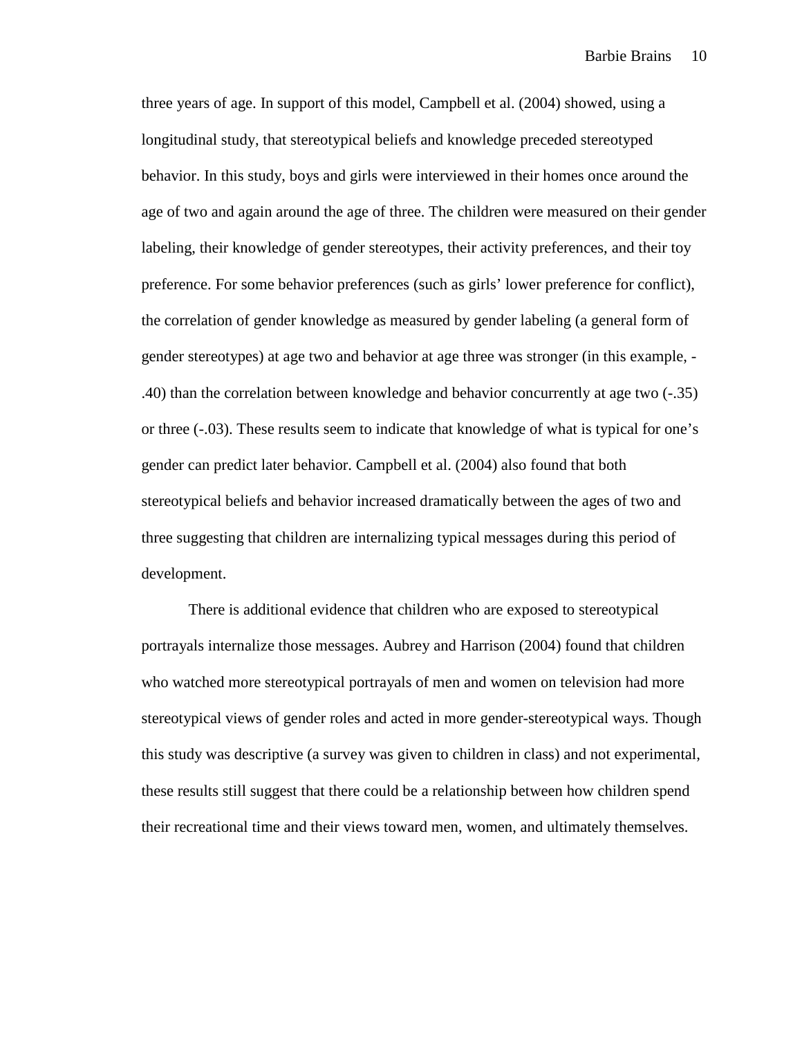three years of age. In support of this model, Campbell et al. (2004) showed, using a longitudinal study, that stereotypical beliefs and knowledge preceded stereotyped behavior. In this study, boys and girls were interviewed in their homes once around the age of two and again around the age of three. The children were measured on their gender labeling, their knowledge of gender stereotypes, their activity preferences, and their toy preference. For some behavior preferences (such as girls' lower preference for conflict), the correlation of gender knowledge as measured by gender labeling (a general form of gender stereotypes) at age two and behavior at age three was stronger (in this example, -.40) than the correlation between knowledge and behavior concurrently at age two (-.35) or three (-.03). These results seem to indicate that knowledge of what is typical for one's gender can predict later behavior. Campbell et al. (2004) also found that both stereotypical beliefs and behavior increased dramatically between the ages of two and three suggesting that children are internalizing typical messages during this period of development.

There is additional evidence that children who are exposed to stereotypical portrayals internalize those messages. Aubrey and Harrison (2004) found that children who watched more stereotypical portrayals of men and women on television had more stereotypical views of gender roles and acted in more gender-stereotypical ways. Though this study was descriptive (a survey was given to children in class) and not experimental, these results still suggest that there could be a relationship between how children spend their recreational time and their views toward men, women, and ultimately themselves.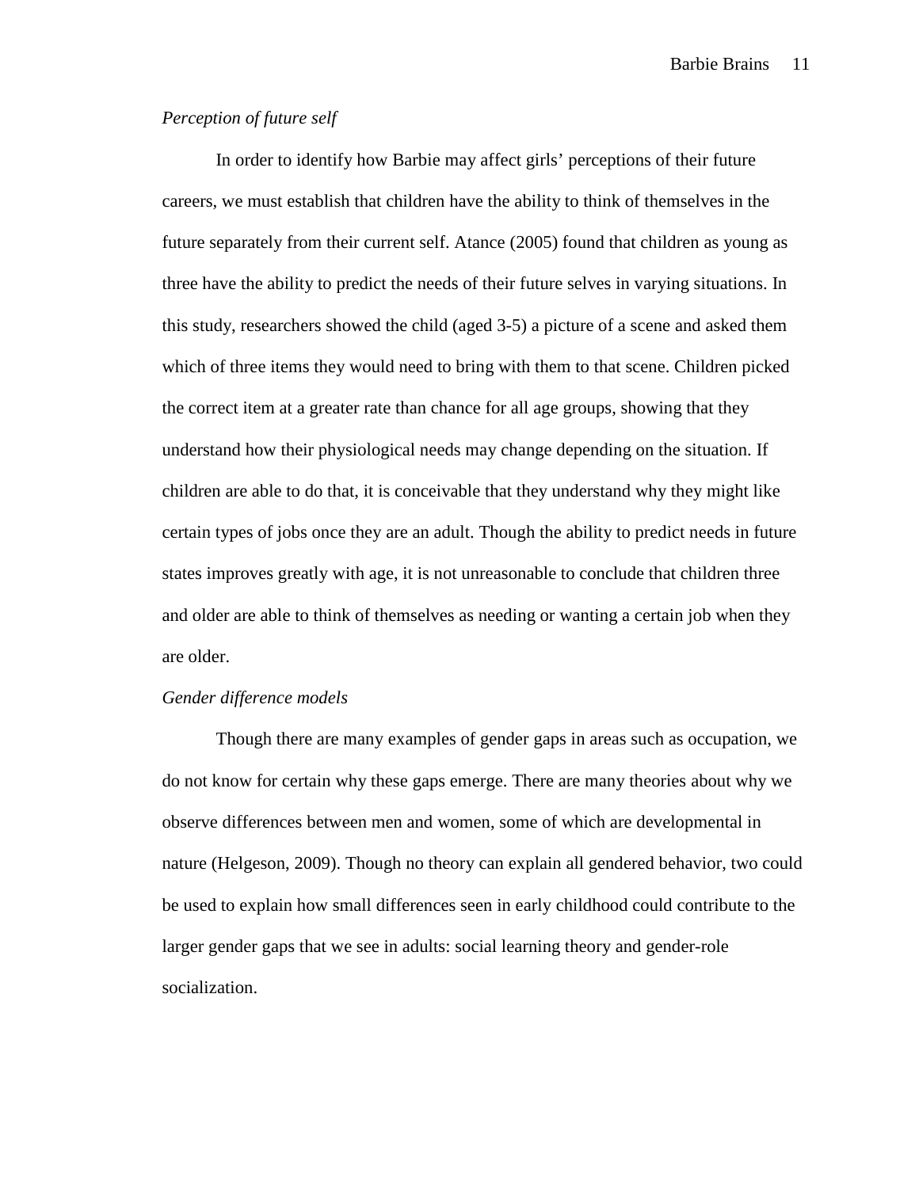*Perception of future self*

In order to identify how Barbie may affect girls' perceptions of their future careers, we must establish that children have the ability to think of themselves in the future separately from their current self. Atance (2005) found that children as young as three have the ability to predict the needs of their future selves in varying situations. In this study, researchers showed the child (aged 3-5) a picture of a scene and asked them which of three items they would need to bring with them to that scene. Children picked the correct item at a greater rate than chance for all age groups, showing that they understand how their physiological needs may change depending on the situation. If children are able to do that, it is conceivable that they understand why they might like certain types of jobs once they are an adult. Though the ability to predict needs in future states improves greatly with age, it is not unreasonable to conclude that children three and older are able to think of themselves as needing or wanting a certain job when they are older.

*Gender difference models*

Though there are many examples of gender gaps in areas such as occupation, we do not know for certain why these gaps emerge. There are many theories about why we observe differences between men and women, some of which are developmental in nature (Helgeson, 2009). Though no theory can explain all gendered behavior, two could be used to explain how small differences seen in early childhood could contribute to the larger gender gaps that we see in adults: social learning theory and gender-role socialization.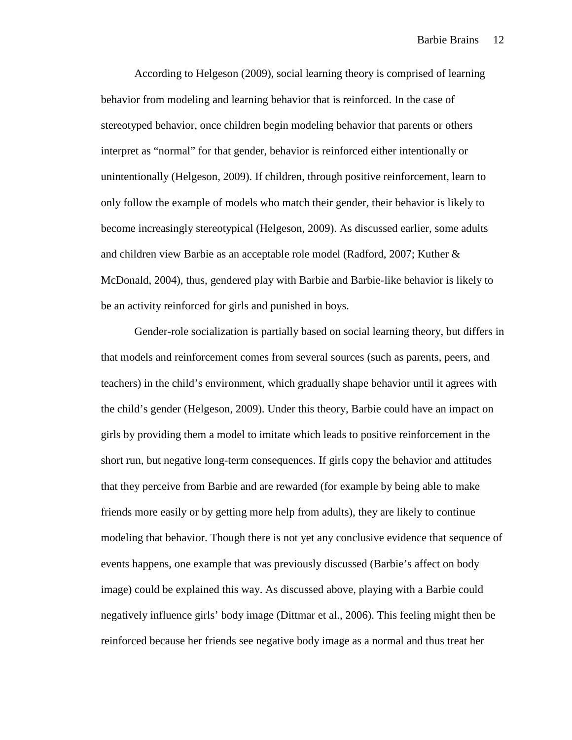According to Helgeson (2009), social learning theory is comprised of learning behavior from modeling and learning behavior that is reinforced. In the case of stereotyped behavior, once children begin modeling behavior that parents or others interpret as "normal" for that gender, behavior is reinforced either intentionally or unintentionally (Helgeson, 2009). If children, through positive reinforcement, learn to only follow the example of models who match their gender, their behavior is likely to become increasingly stereotypical (Helgeson, 2009). As discussed earlier, some adults and children view Barbie as an acceptable role model (Radford, 2007; Kuther & McDonald, 2004), thus, gendered play with Barbie and Barbie-like behavior is likely to be an activity reinforced for girls and punished in boys.

Gender-role socialization is partially based on social learning theory, but differs in that models and reinforcement comes from several sources (such as parents, peers, and teachers) in the child's environment, which gradually shape behavior until it agrees with the child's gender (Helgeson, 2009). Under this theory, Barbie could have an impact on girls by providing them a model to imitate which leads to positive reinforcement in the short run, but negative long-term consequences. If girls copy the behavior and attitudes that they perceive from Barbie and are rewarded (for example by being able to make friends more easily or by getting more help from adults), they are likely to continue modeling that behavior. Though there is not yet any conclusive evidence that sequence of events happens, one example that was previously discussed (Barbie's affect on body image) could be explained this way. As discussed above, playing with a Barbie could negatively influence girls' body image (Dittmar et al., 2006). This feeling might then be reinforced because her friends see negative body image as a normal and thus treat her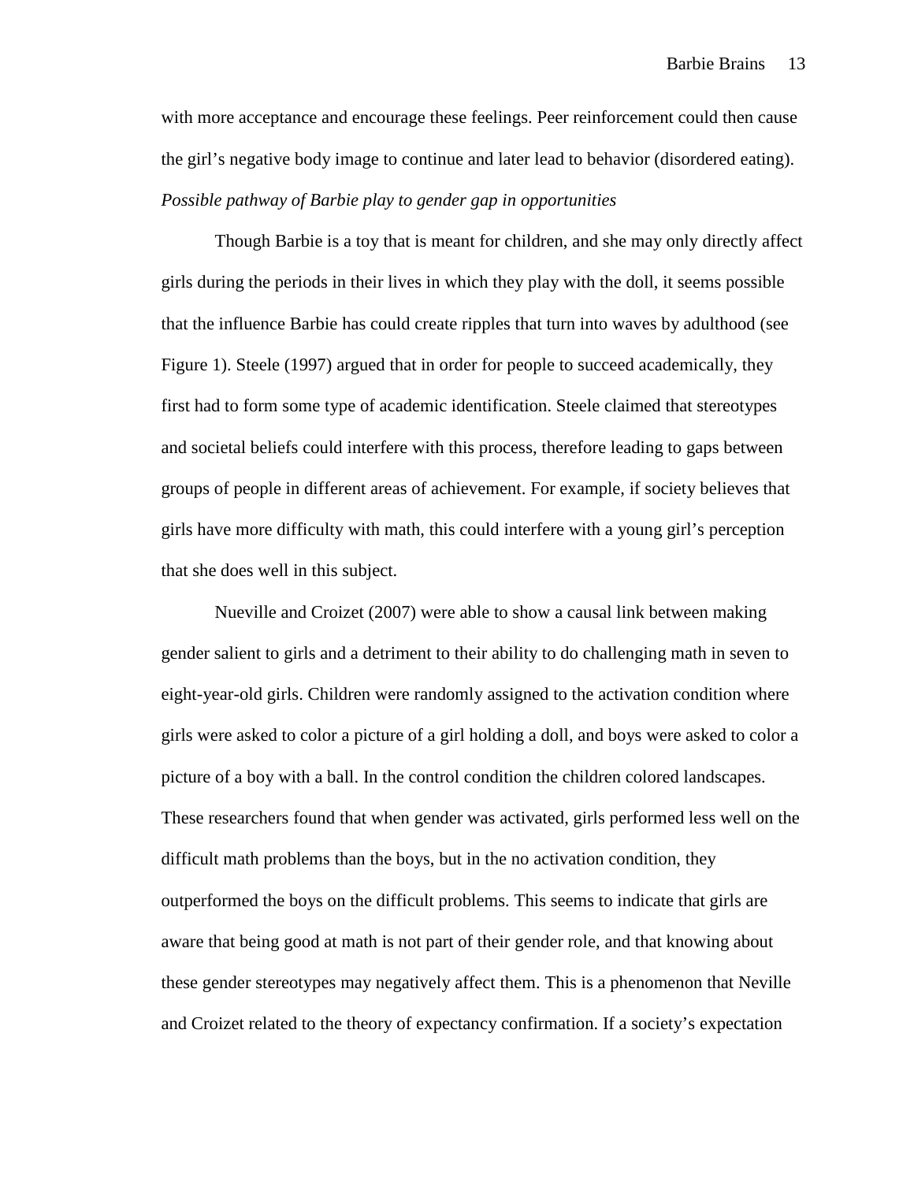with more acceptance and encourage these feelings. Peer reinforcement could then cause the girl's negative body image to continue and later lead to behavior (disordered eating).

*Possible pathway of Barbie play to gender gap in opportunities*

Though Barbie is a toy that is meant for children, and she may only directly affect girls during the periods in their lives in which they play with the doll, it seems possible that the influence Barbie has could create ripples that turn into waves by adulthood (see Figure 1). Steele (1997) argued that in order for people to succeed academically, they first had to form some type of academic identification. Steele claimed that stereotypes and societal beliefs could interfere with this process, therefore leading to gaps between groups of people in different areas of achievement. For example, if society believes that girls have more difficulty with math, this could interfere with a young girl's perception that she does well in this subject.

Nueville and Croizet (2007) were able to show a causal link between making gender salient to girls and a detriment to their ability to do challenging math in seven to eight-year-old girls. Children were randomly assigned to the activation condition where girls were asked to color a picture of a girl holding a doll, and boys were asked to color a picture of a boy with a ball. In the control condition the children colored landscapes. These researchers found that when gender was activated, girls performed less well on the difficult math problems than the boys, but in the no activation condition, they outperformed the boys on the difficult problems. This seems to indicate that girls are aware that being good at math is not part of their gender role, and that knowing about these gender stereotypes may negatively affect them. This is a phenomenon that Neville and Croizet related to the theory of expectancy confirmation. If a society's expectation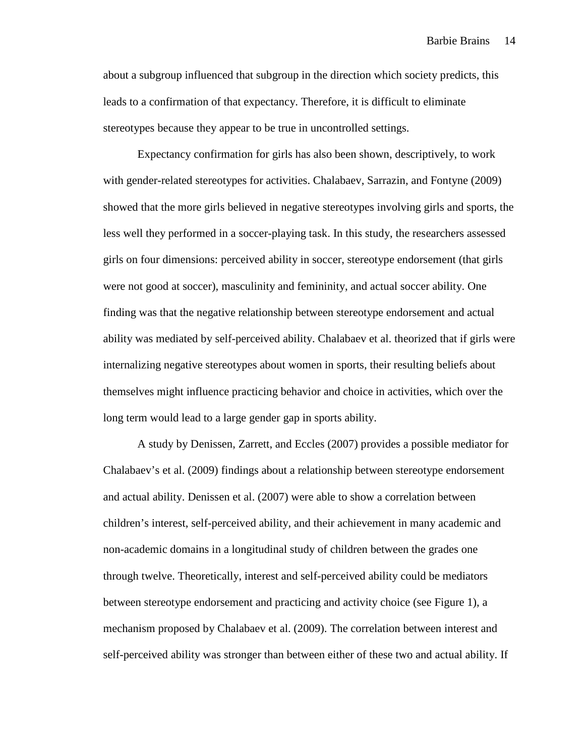about a subgroup influenced that subgroup in the direction which society predicts, this leads to a confirmation of that expectancy. Therefore, it is difficult to eliminate stereotypes because they appear to be true in uncontrolled settings.

Expectancy confirmation for girls has also been shown, descriptively, to work with gender-related stereotypes for activities. Chalabaev, Sarrazin, and Fontyne (2009) showed that the more girls believed in negative stereotypes involving girls and sports, the less well they performed in a soccer-playing task. In this study, the researchers assessed girls on four dimensions: perceived ability in soccer, stereotype endorsement (that girls were not good at soccer), masculinity and femininity, and actual soccer ability. One finding was that the negative relationship between stereotype endorsement and actual ability was mediated by self-perceived ability. Chalabaev et al. theorized that if girls were internalizing negative stereotypes about women in sports, their resulting beliefs about themselves might influence practicing behavior and choice in activities, which over the long term would lead to a large gender gap in sports ability.

A study by Denissen, Zarrett, and Eccles (2007) provides a possible mediator for Chalabaev's et al. (2009) findings about a relationship between stereotype endorsement and actual ability. Denissen et al. (2007) were able to show a correlation between children's interest, self-perceived ability, and their achievement in many academic and non-academic domains in a longitudinal study of children between the grades one through twelve. Theoretically, interest and self-perceived ability could be mediators between stereotype endorsement and practicing and activity choice (see Figure 1), a mechanism proposed by Chalabaev et al. (2009). The correlation between interest and self-perceived ability was stronger than between either of these two and actual ability. If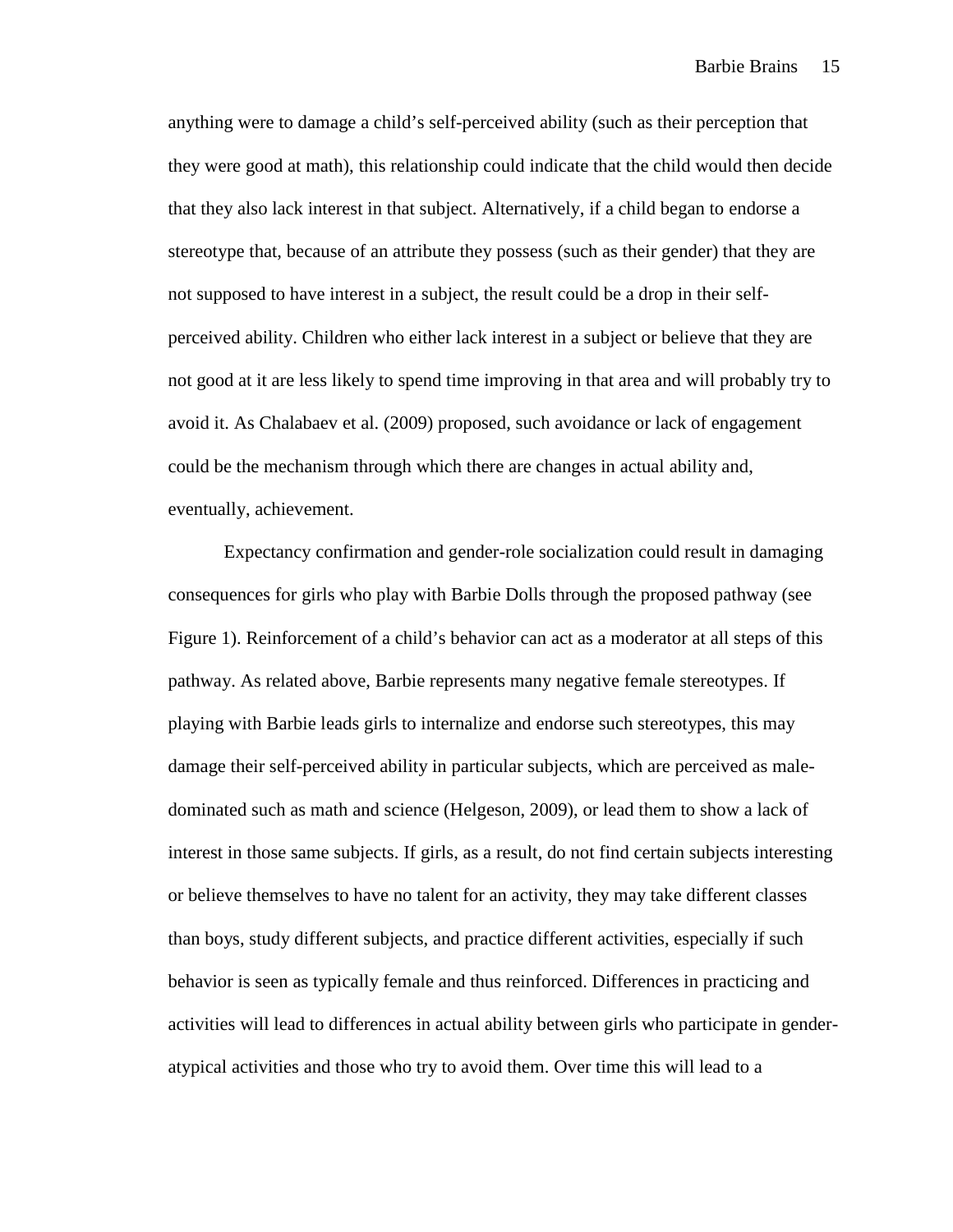anything were to damage a child's self-perceived ability (such as their perception that they were good at math), this relationship could indicate that the child would then decide that they also lack interest in that subject. Alternatively, if a child began to endorse a stereotype that, because of an attribute they possess (such as their gender) that they are not supposed to have interest in a subject, the result could be a drop in their self-perceived ability. Children who either lack interest in a subject or believe that they are not good at it are less likely to spend time improving in that area and will probably try to avoid it. As Chalabaev et al. (2009) proposed, such avoidance or lack of engagement could be the mechanism through which there are changes in actual ability and, eventually, achievement.

Expectancy confirmation and gender-role socialization could result in damaging consequences for girls who play with Barbie Dolls through the proposed pathway (see Figure 1). Reinforcement of a child's behavior can act as a moderator at all steps of this pathway. As related above, Barbie represents many negative female stereotypes. If playing with Barbie leads girls to internalize and endorse such stereotypes, this may damage their self-perceived ability in particular subjects, which are perceived as male-dominated such as math and science (Helgeson, 2009), or lead them to show a lack of interest in those same subjects. If girls, as a result, do not find certain subjects interesting or believe themselves to have no talent for an activity, they may take different classes than boys, study different subjects, and practice different activities, especially if such behavior is seen as typically female and thus reinforced. Differences in practicing and activities will lead to differences in actual ability between girls who participate in gender-atypical activities and those who try to avoid them. Over time this will lead to a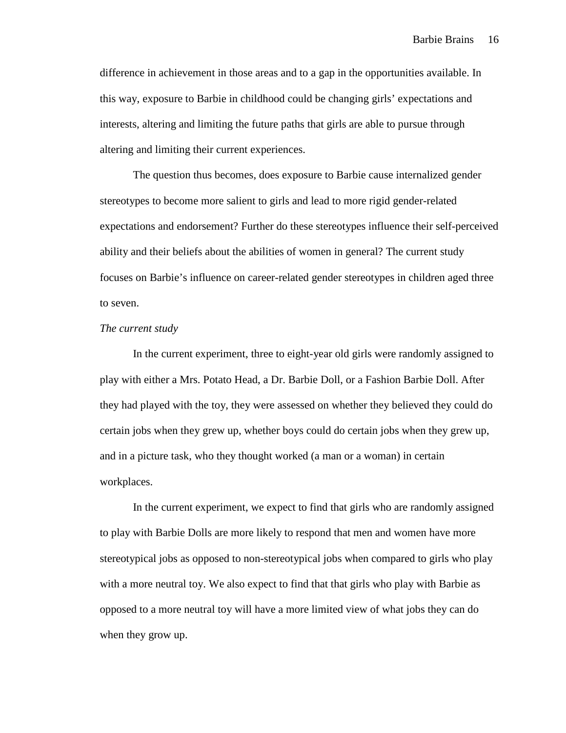difference in achievement in those areas and to a gap in the opportunities available. In this way, exposure to Barbie in childhood could be changing girls' expectations and interests, altering and limiting the future paths that girls are able to pursue through altering and limiting their current experiences.

The question thus becomes, does exposure to Barbie cause internalized gender stereotypes to become more salient to girls and lead to more rigid gender-related expectations and endorsement? Further do these stereotypes influence their self-perceived ability and their beliefs about the abilities of women in general? The current study focuses on Barbie's influence on career-related gender stereotypes in children aged three to seven.

*The current study*

In the current experiment, three to eight-year old girls were randomly assigned to play with either a Mrs. Potato Head, a Dr. Barbie Doll, or a Fashion Barbie Doll. After they had played with the toy, they were assessed on whether they believed they could do certain jobs when they grew up, whether boys could do certain jobs when they grew up, and in a picture task, who they thought worked (a man or a woman) in certain workplaces.

In the current experiment, we expect to find that girls who are randomly assigned to play with Barbie Dolls are more likely to respond that men and women have more stereotypical jobs as opposed to non-stereotypical jobs when compared to girls who play with a more neutral toy. We also expect to find that that girls who play with Barbie as opposed to a more neutral toy will have a more limited view of what jobs they can do when they grow up.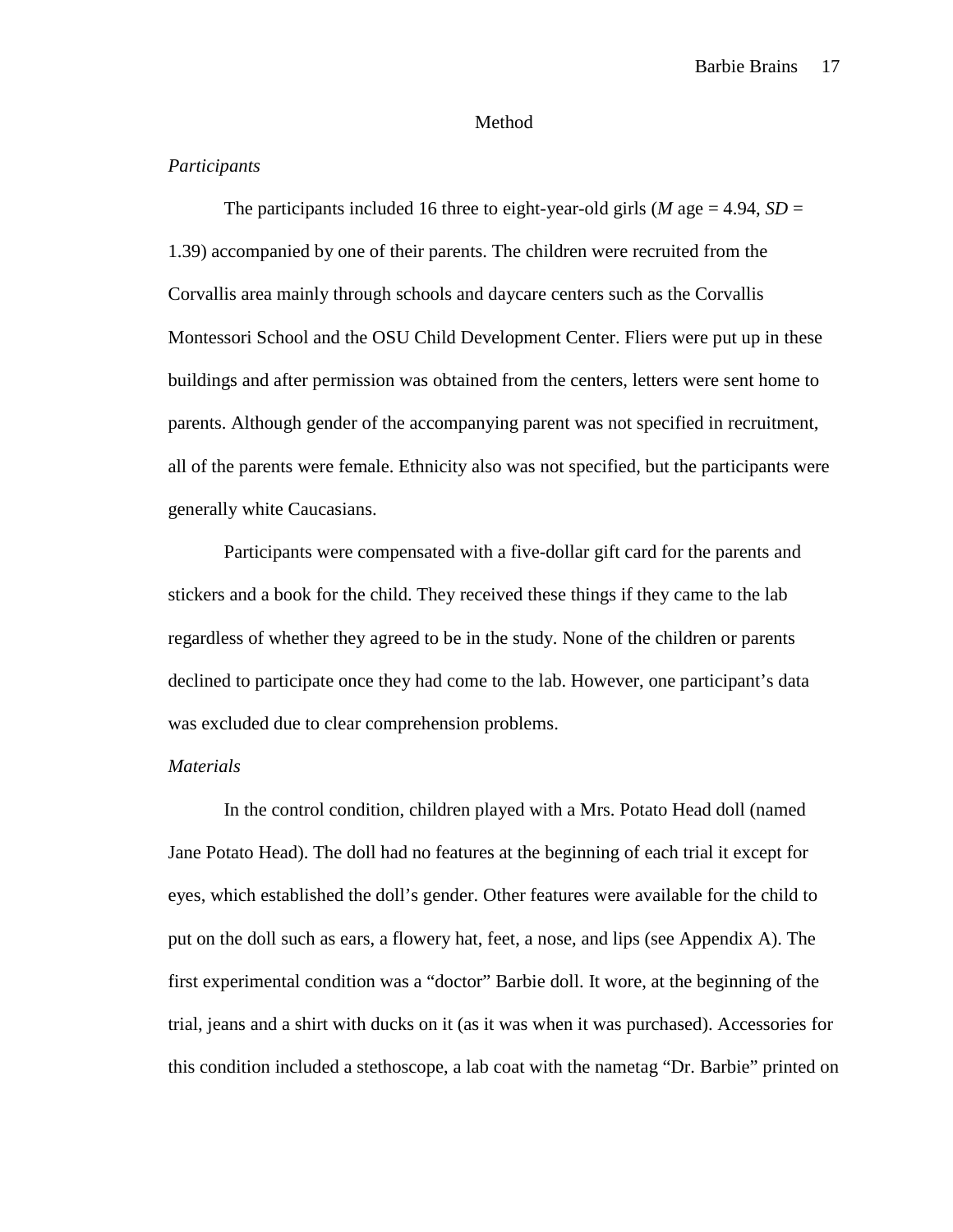## Method

### *Participants*

The participants included 16 three to eight-year-old girls (*M* age = 4.94, *SD* = 1.39) accompanied by one of their parents. The children were recruited from the Corvallis area mainly through schools and daycare centers such as the Corvallis Montessori School and the OSU Child Development Center. Fliers were put up in these buildings and after permission was obtained from the centers, letters were sent home to parents. Although gender of the accompanying parent was not specified in recruitment, all of the parents were female. Ethnicity also was not specified, but the participants were generally white Caucasians.

Participants were compensated with a five-dollar gift card for the parents and stickers and a book for the child. They received these things if they came to the lab regardless of whether they agreed to be in the study. None of the children or parents declined to participate once they had come to the lab. However, one participant's data was excluded due to clear comprehension problems.

### *Materials*

In the control condition, children played with a Mrs. Potato Head doll (named Jane Potato Head). The doll had no features at the beginning of each trial it except for eyes, which established the doll's gender. Other features were available for the child to put on the doll such as ears, a flowery hat, feet, a nose, and lips (see Appendix A). The first experimental condition was a "doctor" Barbie doll. It wore, at the beginning of the trial, jeans and a shirt with ducks on it (as it was when it was purchased). Accessories for this condition included a stethoscope, a lab coat with the nametag "Dr. Barbie" printed on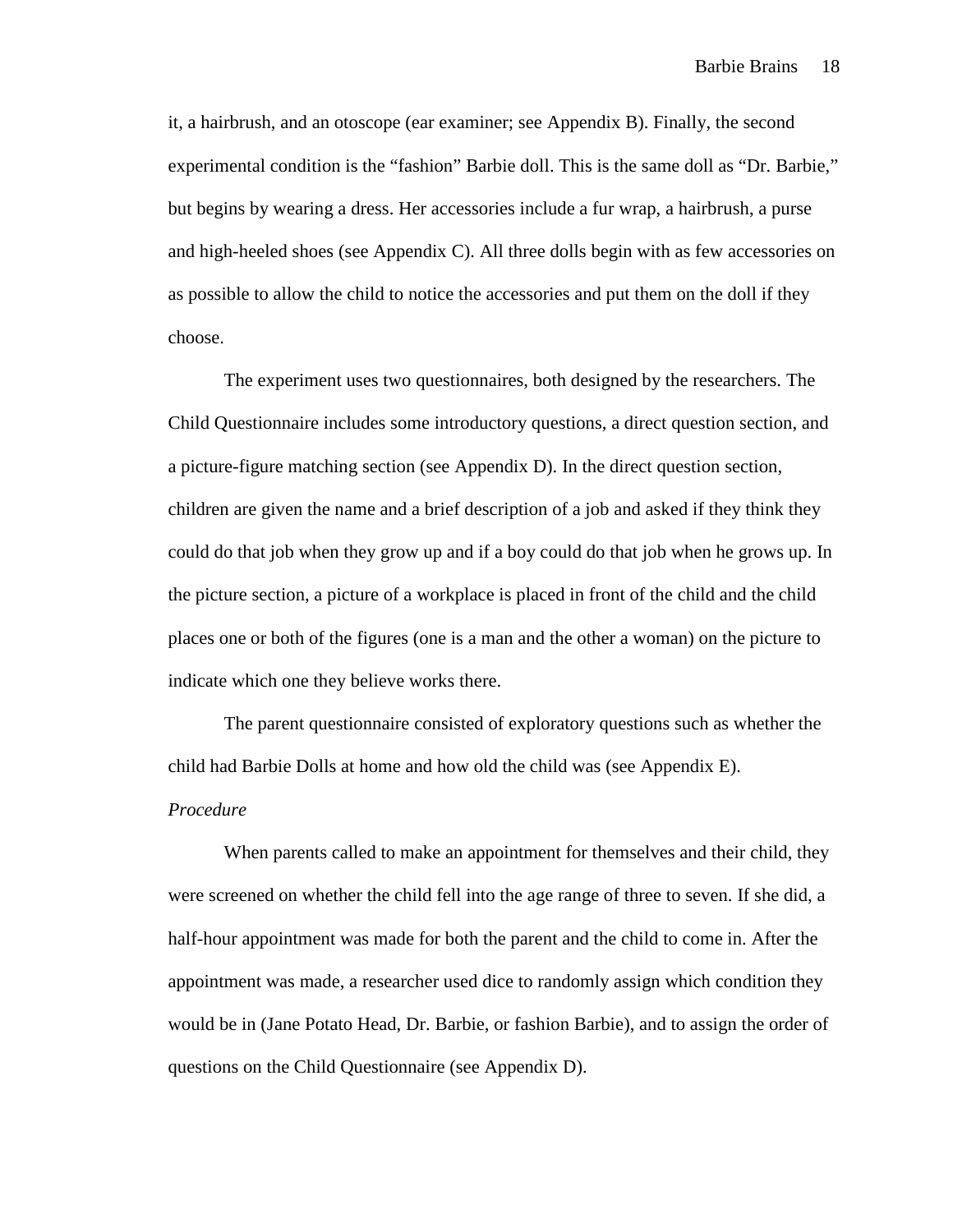it, a hairbrush, and an otoscope (ear examiner; see Appendix B). Finally, the second experimental condition is the "fashion" Barbie doll. This is the same doll as "Dr. Barbie," but begins by wearing a dress. Her accessories include a fur wrap, a hairbrush, a purse and high-heeled shoes (see Appendix C). All three dolls begin with as few accessories on as possible to allow the child to notice the accessories and put them on the doll if they choose.

The experiment uses two questionnaires, both designed by the researchers. The Child Questionnaire includes some introductory questions, a direct question section, and a picture-figure matching section (see Appendix D). In the direct question section, children are given the name and a brief description of a job and asked if they think they could do that job when they grow up and if a boy could do that job when he grows up. In the picture section, a picture of a workplace is placed in front of the child and the child places one or both of the figures (one is a man and the other a woman) on the picture to indicate which one they believe works there.

The parent questionnaire consisted of exploratory questions such as whether the child had Barbie Dolls at home and how old the child was (see Appendix E).

*Procedure*

When parents called to make an appointment for themselves and their child, they were screened on whether the child fell into the age range of three to seven. If she did, a half-hour appointment was made for both the parent and the child to come in. After the appointment was made, a researcher used dice to randomly assign which condition they would be in (Jane Potato Head, Dr. Barbie, or fashion Barbie), and to assign the order of questions on the Child Questionnaire (see Appendix D).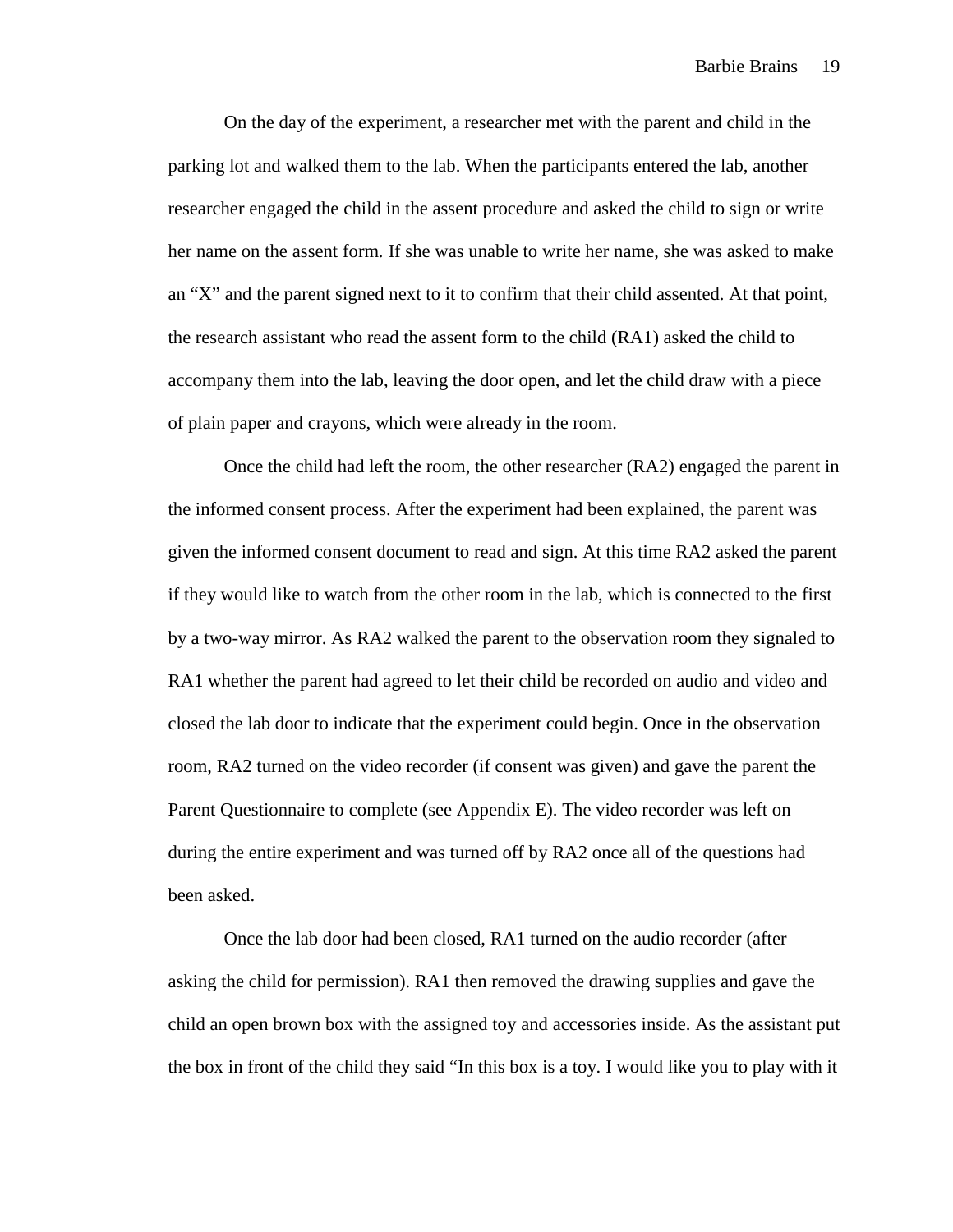On the day of the experiment, a researcher met with the parent and child in the parking lot and walked them to the lab. When the participants entered the lab, another researcher engaged the child in the assent procedure and asked the child to sign or write her name on the assent form. If she was unable to write her name, she was asked to make an "X" and the parent signed next to it to confirm that their child assented. At that point, the research assistant who read the assent form to the child (RA1) asked the child to accompany them into the lab, leaving the door open, and let the child draw with a piece of plain paper and crayons, which were already in the room.

Once the child had left the room, the other researcher (RA2) engaged the parent in the informed consent process. After the experiment had been explained, the parent was given the informed consent document to read and sign. At this time RA2 asked the parent if they would like to watch from the other room in the lab, which is connected to the first by a two-way mirror. As RA2 walked the parent to the observation room they signaled to RA1 whether the parent had agreed to let their child be recorded on audio and video and closed the lab door to indicate that the experiment could begin. Once in the observation room, RA2 turned on the video recorder (if consent was given) and gave the parent the Parent Questionnaire to complete (see Appendix E). The video recorder was left on during the entire experiment and was turned off by RA2 once all of the questions had been asked.

Once the lab door had been closed, RA1 turned on the audio recorder (after asking the child for permission). RA1 then removed the drawing supplies and gave the child an open brown box with the assigned toy and accessories inside. As the assistant put the box in front of the child they said "In this box is a toy. I would like you to play with it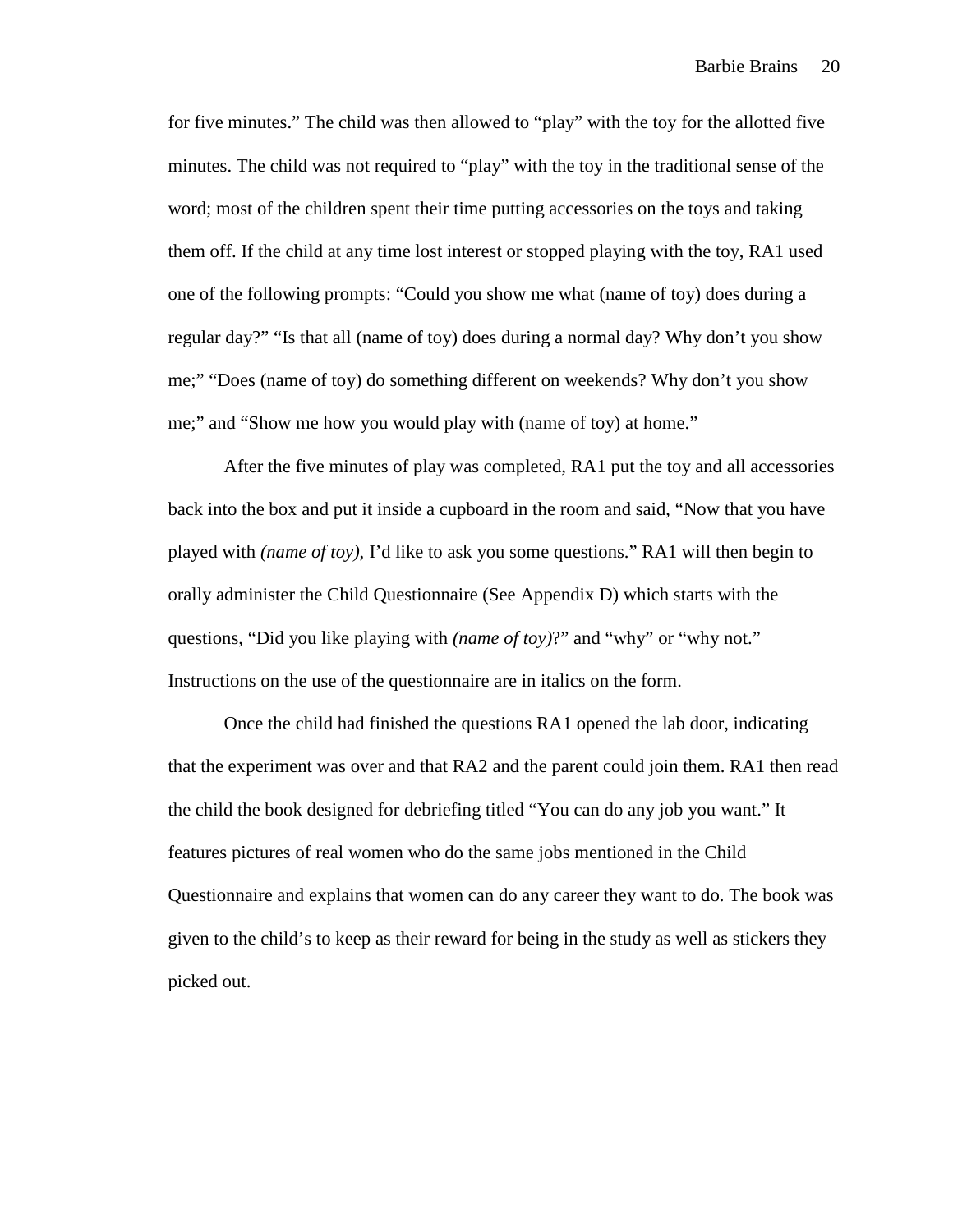for five minutes." The child was then allowed to "play" with the toy for the allotted five minutes. The child was not required to "play" with the toy in the traditional sense of the word; most of the children spent their time putting accessories on the toys and taking them off. If the child at any time lost interest or stopped playing with the toy, RA1 used one of the following prompts: "Could you show me what (name of toy) does during a regular day?" "Is that all (name of toy) does during a normal day? Why don't you show me;" "Does (name of toy) do something different on weekends? Why don't you show me;" and "Show me how you would play with (name of toy) at home."

After the five minutes of play was completed, RA1 put the toy and all accessories back into the box and put it inside a cupboard in the room and said, "Now that you have played with *(name of toy)*, I'd like to ask you some questions." RA1 will then begin to orally administer the Child Questionnaire (See Appendix D) which starts with the questions, "Did you like playing with *(name of toy)*?" and "why" or "why not." Instructions on the use of the questionnaire are in italics on the form.

Once the child had finished the questions RA1 opened the lab door, indicating that the experiment was over and that RA2 and the parent could join them. RA1 then read the child the book designed for debriefing titled "You can do any job you want." It features pictures of real women who do the same jobs mentioned in the Child Questionnaire and explains that women can do any career they want to do. The book was given to the child's to keep as their reward for being in the study as well as stickers they picked out.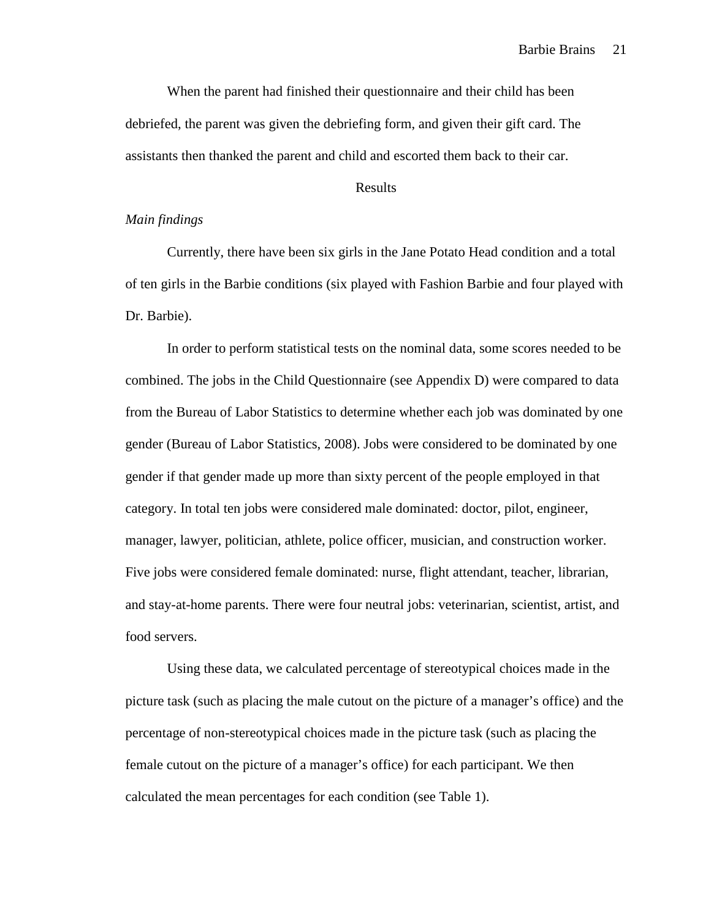When the parent had finished their questionnaire and their child has been debriefed, the parent was given the debriefing form, and given their gift card. The assistants then thanked the parent and child and escorted them back to their car.

## Results

### *Main findings*

Currently, there have been six girls in the Jane Potato Head condition and a total of ten girls in the Barbie conditions (six played with Fashion Barbie and four played with Dr. Barbie).

In order to perform statistical tests on the nominal data, some scores needed to be combined. The jobs in the Child Questionnaire (see Appendix D) were compared to data from the Bureau of Labor Statistics to determine whether each job was dominated by one gender (Bureau of Labor Statistics, 2008). Jobs were considered to be dominated by one gender if that gender made up more than sixty percent of the people employed in that category. In total ten jobs were considered male dominated: doctor, pilot, engineer, manager, lawyer, politician, athlete, police officer, musician, and construction worker. Five jobs were considered female dominated: nurse, flight attendant, teacher, librarian, and stay-at-home parents. There were four neutral jobs: veterinarian, scientist, artist, and food servers.

Using these data, we calculated percentage of stereotypical choices made in the picture task (such as placing the male cutout on the picture of a manager's office) and the percentage of non-stereotypical choices made in the picture task (such as placing the female cutout on the picture of a manager's office) for each participant. We then calculated the mean percentages for each condition (see Table 1).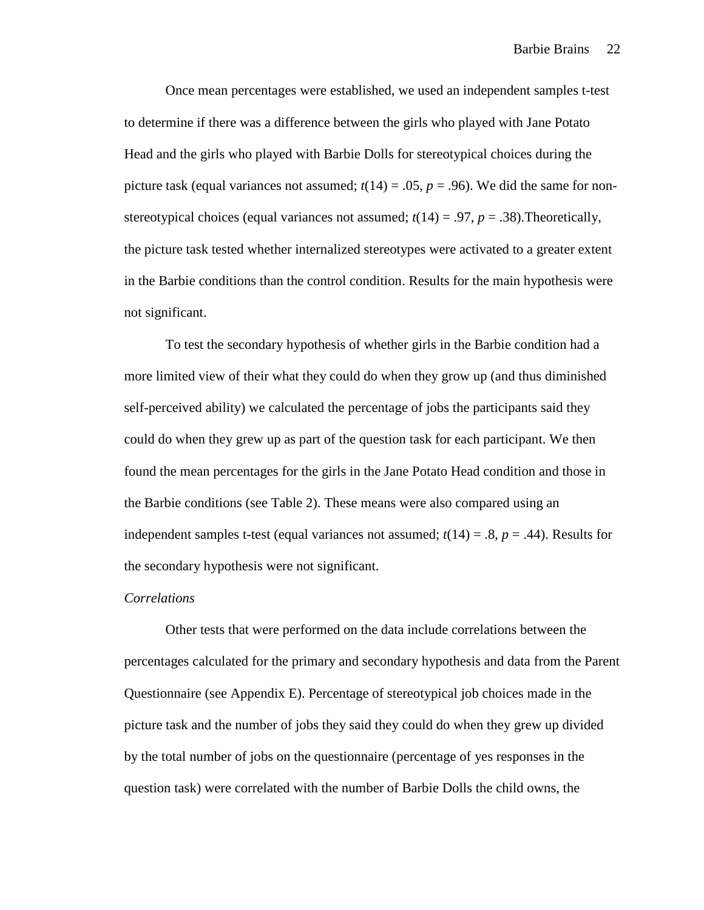Once mean percentages were established, we used an independent samples t-test to determine if there was a difference between the girls who played with Jane Potato Head and the girls who played with Barbie Dolls for stereotypical choices during the picture task (equal variances not assumed; $t(14) = .05$, $p = .96$). We did the same for non-stereotypical choices (equal variances not assumed; $t(14) = .97$, $p = .38$).Theoretically, the picture task tested whether internalized stereotypes were activated to a greater extent in the Barbie conditions than the control condition. Results for the main hypothesis were not significant.

To test the secondary hypothesis of whether girls in the Barbie condition had a more limited view of their what they could do when they grow up (and thus diminished self-perceived ability) we calculated the percentage of jobs the participants said they could do when they grew up as part of the question task for each participant. We then found the mean percentages for the girls in the Jane Potato Head condition and those in the Barbie conditions (see Table 2). These means were also compared using an independent samples t-test (equal variances not assumed; $t(14) = .8$, $p = .44$). Results for the secondary hypothesis were not significant.

*Correlations*

Other tests that were performed on the data include correlations between the percentages calculated for the primary and secondary hypothesis and data from the Parent Questionnaire (see Appendix E). Percentage of stereotypical job choices made in the picture task and the number of jobs they said they could do when they grew up divided by the total number of jobs on the questionnaire (percentage of yes responses in the question task) were correlated with the number of Barbie Dolls the child owns, the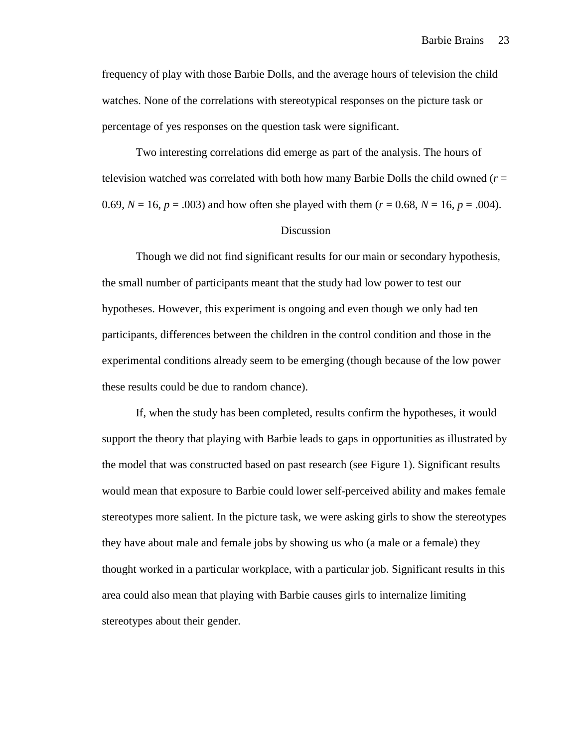frequency of play with those Barbie Dolls, and the average hours of television the child watches. None of the correlations with stereotypical responses on the picture task or percentage of yes responses on the question task were significant.

Two interesting correlations did emerge as part of the analysis. The hours of television watched was correlated with both how many Barbie Dolls the child owned ($r = 0.69$, $N = 16$, $p = .003$) and how often she played with them ($r = 0.68$, $N = 16$, $p = .004$).

## Discussion

Though we did not find significant results for our main or secondary hypothesis, the small number of participants meant that the study had low power to test our hypotheses. However, this experiment is ongoing and even though we only had ten participants, differences between the children in the control condition and those in the experimental conditions already seem to be emerging (though because of the low power these results could be due to random chance).

If, when the study has been completed, results confirm the hypotheses, it would support the theory that playing with Barbie leads to gaps in opportunities as illustrated by the model that was constructed based on past research (see Figure 1). Significant results would mean that exposure to Barbie could lower self-perceived ability and makes female stereotypes more salient. In the picture task, we were asking girls to show the stereotypes they have about male and female jobs by showing us who (a male or a female) they thought worked in a particular workplace, with a particular job. Significant results in this area could also mean that playing with Barbie causes girls to internalize limiting stereotypes about their gender.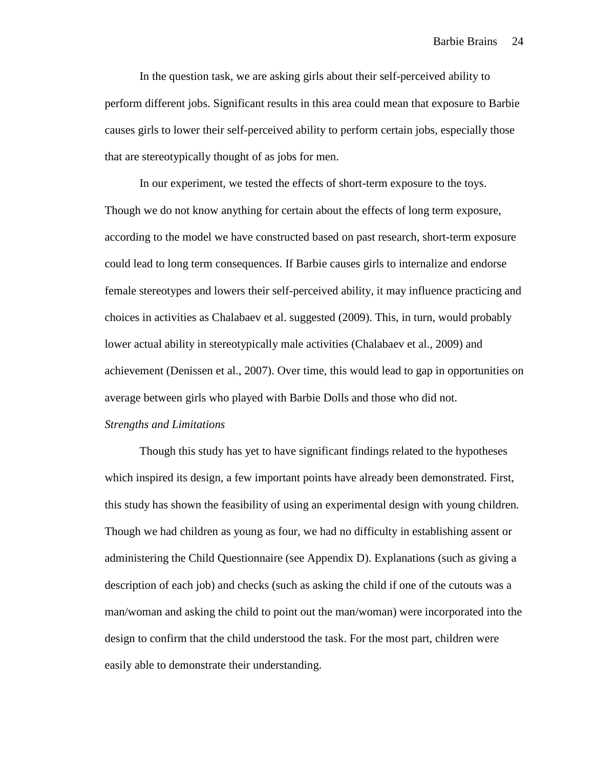In the question task, we are asking girls about their self-perceived ability to perform different jobs. Significant results in this area could mean that exposure to Barbie causes girls to lower their self-perceived ability to perform certain jobs, especially those that are stereotypically thought of as jobs for men.

In our experiment, we tested the effects of short-term exposure to the toys. Though we do not know anything for certain about the effects of long term exposure, according to the model we have constructed based on past research, short-term exposure could lead to long term consequences. If Barbie causes girls to internalize and endorse female stereotypes and lowers their self-perceived ability, it may influence practicing and choices in activities as Chalabaev et al. suggested (2009). This, in turn, would probably lower actual ability in stereotypically male activities (Chalabaev et al., 2009) and achievement (Denissen et al., 2007). Over time, this would lead to gap in opportunities on average between girls who played with Barbie Dolls and those who did not.

*Strengths and Limitations*

Though this study has yet to have significant findings related to the hypotheses which inspired its design, a few important points have already been demonstrated. First, this study has shown the feasibility of using an experimental design with young children. Though we had children as young as four, we had no difficulty in establishing assent or administering the Child Questionnaire (see Appendix D). Explanations (such as giving a description of each job) and checks (such as asking the child if one of the cutouts was a man/woman and asking the child to point out the man/woman) were incorporated into the design to confirm that the child understood the task. For the most part, children were easily able to demonstrate their understanding.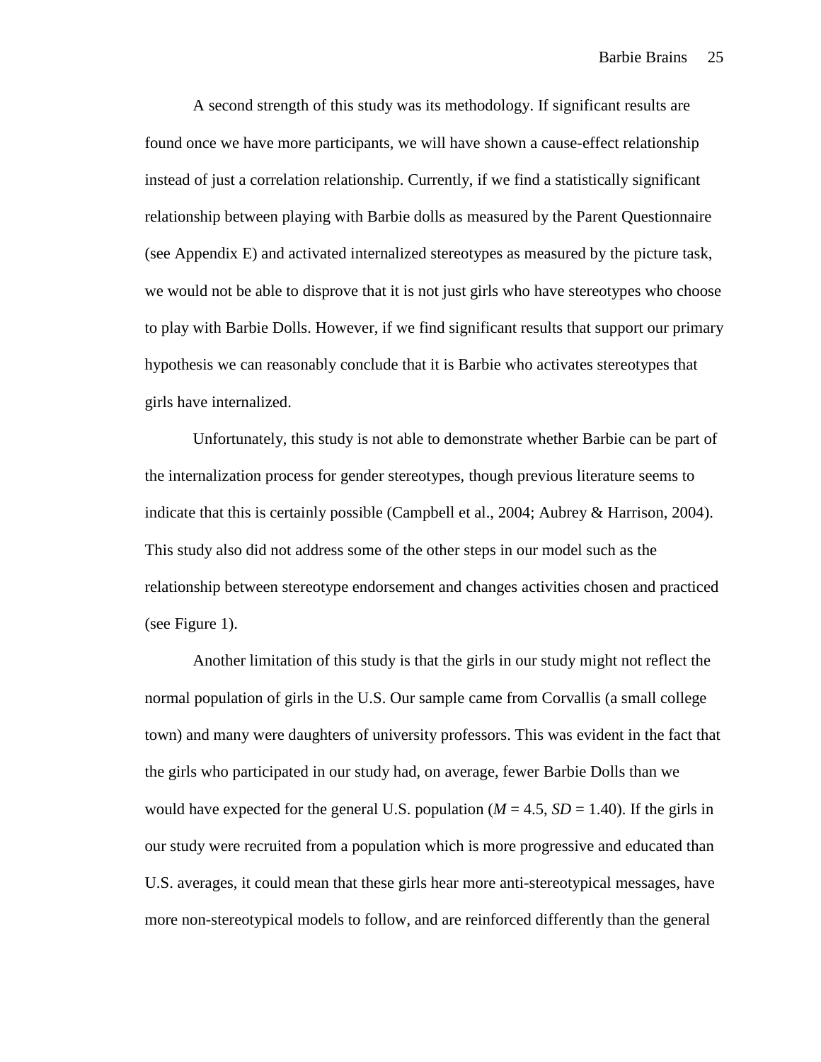A second strength of this study was its methodology. If significant results are found once we have more participants, we will have shown a cause-effect relationship instead of just a correlation relationship. Currently, if we find a statistically significant relationship between playing with Barbie dolls as measured by the Parent Questionnaire (see Appendix E) and activated internalized stereotypes as measured by the picture task, we would not be able to disprove that it is not just girls who have stereotypes who choose to play with Barbie Dolls. However, if we find significant results that support our primary hypothesis we can reasonably conclude that it is Barbie who activates stereotypes that girls have internalized.

Unfortunately, this study is not able to demonstrate whether Barbie can be part of the internalization process for gender stereotypes, though previous literature seems to indicate that this is certainly possible (Campbell et al., 2004; Aubrey & Harrison, 2004). This study also did not address some of the other steps in our model such as the relationship between stereotype endorsement and changes activities chosen and practiced (see Figure 1).

Another limitation of this study is that the girls in our study might not reflect the normal population of girls in the U.S. Our sample came from Corvallis (a small college town) and many were daughters of university professors. This was evident in the fact that the girls who participated in our study had, on average, fewer Barbie Dolls than we would have expected for the general U.S. population ($M = 4.5$, $SD = 1.40$). If the girls in our study were recruited from a population which is more progressive and educated than U.S. averages, it could mean that these girls hear more anti-stereotypical messages, have more non-stereotypical models to follow, and are reinforced differently than the general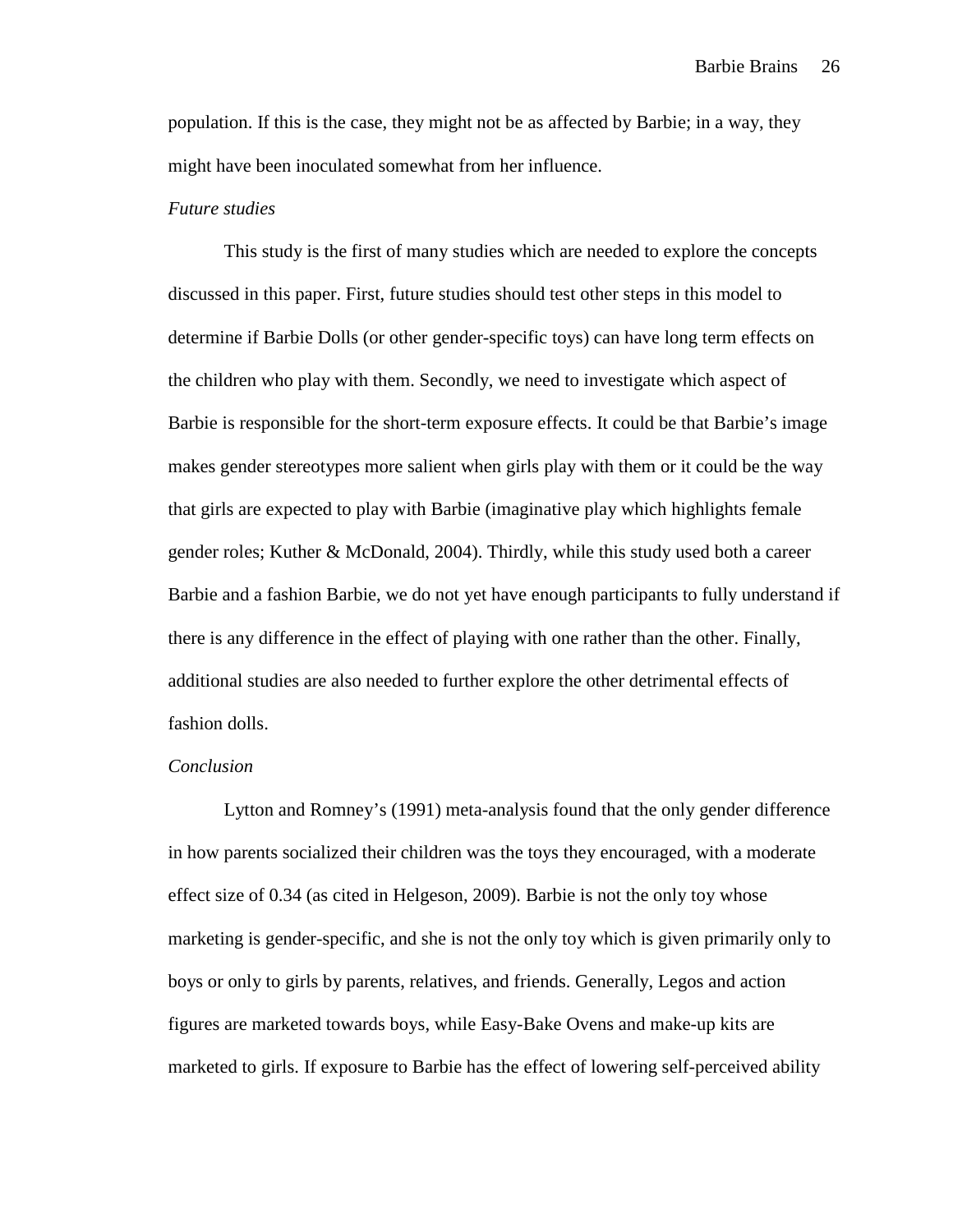population. If this is the case, they might not be as affected by Barbie; in a way, they might have been inoculated somewhat from her influence.

*Future studies*

This study is the first of many studies which are needed to explore the concepts discussed in this paper. First, future studies should test other steps in this model to determine if Barbie Dolls (or other gender-specific toys) can have long term effects on the children who play with them. Secondly, we need to investigate which aspect of Barbie is responsible for the short-term exposure effects. It could be that Barbie's image makes gender stereotypes more salient when girls play with them or it could be the way that girls are expected to play with Barbie (imaginative play which highlights female gender roles; Kuther & McDonald, 2004). Thirdly, while this study used both a career Barbie and a fashion Barbie, we do not yet have enough participants to fully understand if there is any difference in the effect of playing with one rather than the other. Finally, additional studies are also needed to further explore the other detrimental effects of fashion dolls.

*Conclusion*

Lytton and Romney's (1991) meta-analysis found that the only gender difference in how parents socialized their children was the toys they encouraged, with a moderate effect size of 0.34 (as cited in Helgeson, 2009). Barbie is not the only toy whose marketing is gender-specific, and she is not the only toy which is given primarily only to boys or only to girls by parents, relatives, and friends. Generally, Legos and action figures are marketed towards boys, while Easy-Bake Ovens and make-up kits are marketed to girls. If exposure to Barbie has the effect of lowering self-perceived ability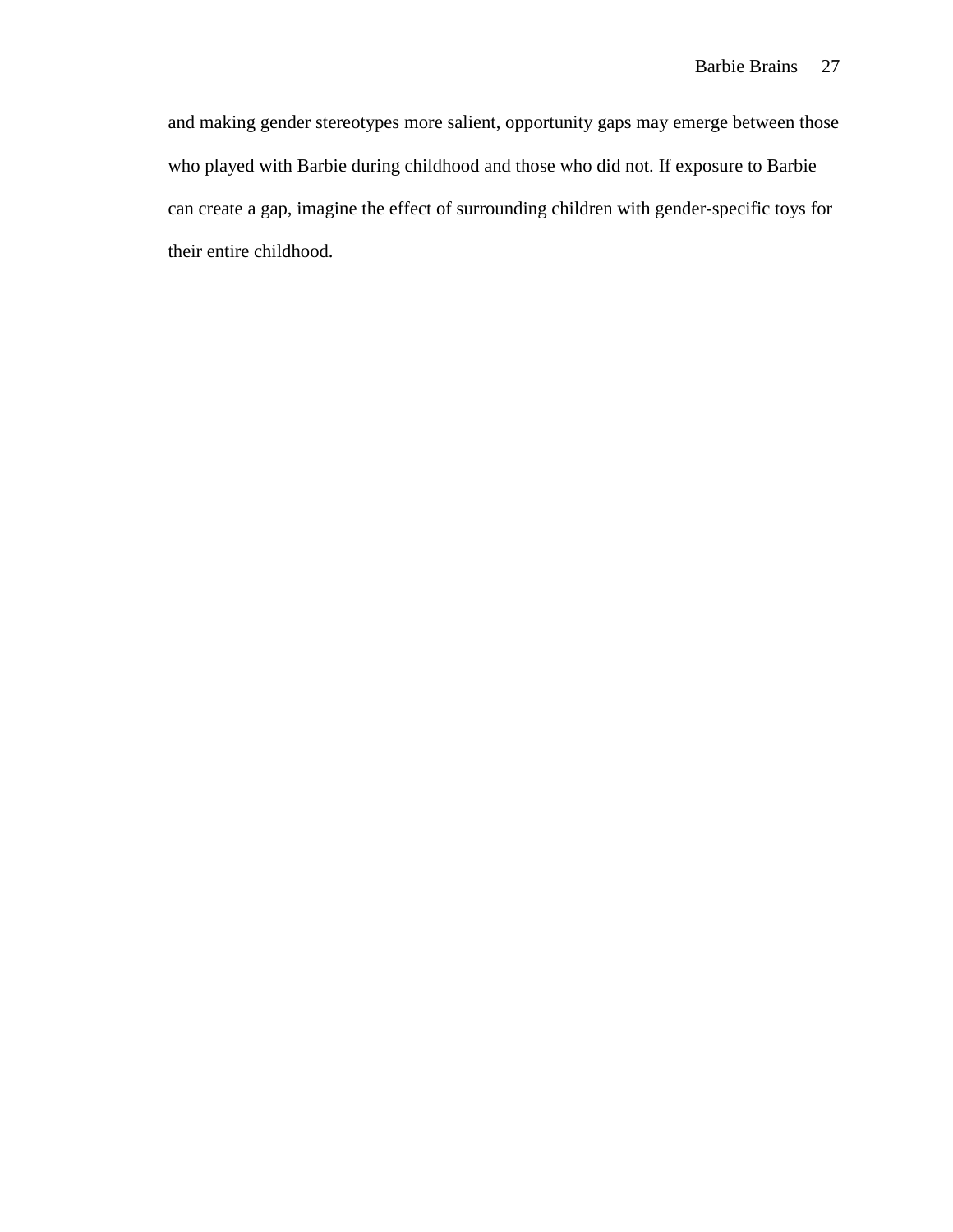and making gender stereotypes more salient, opportunity gaps may emerge between those who played with Barbie during childhood and those who did not. If exposure to Barbie can create a gap, imagine the effect of surrounding children with gender-specific toys for their entire childhood.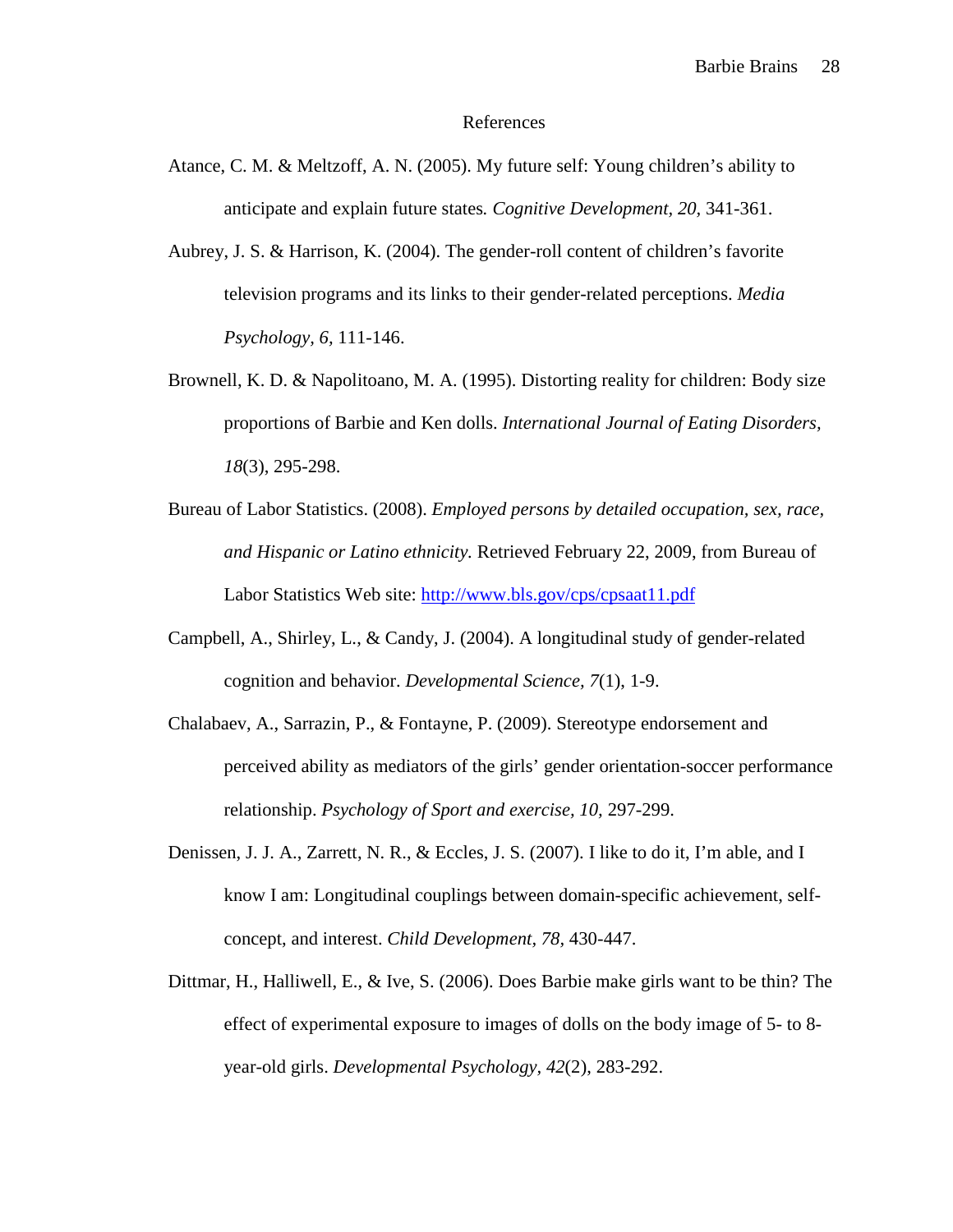# References

Atance, C. M. & Meltzoff, A. N. (2005). My future self: Young children's ability to anticipate and explain future states. *Cognitive Development*, *20*, 341-361.

Aubrey, J. S. & Harrison, K. (2004). The gender-roll content of children's favorite television programs and its links to their gender-related perceptions. *Media Psychology, 6*, 111-146.

Brownell, K. D. & Napolitoano, M. A. (1995). Distorting reality for children: Body size proportions of Barbie and Ken dolls. *International Journal of Eating Disorders, 18*(3), 295-298.

Bureau of Labor Statistics. (2008). *Employed persons by detailed occupation, sex, race, and Hispanic or Latino ethnicity.* Retrieved February 22, 2009, from Bureau of Labor Statistics Web site: [http://www.bls.gov/cps/cpsaat11.pdf](http://www.bls.gov/cps/cpsaat11.pdf)

Campbell, A., Shirley, L., & Candy, J. (2004). A longitudinal study of gender-related cognition and behavior. *Developmental Science, 7*(1), 1-9.

Chalabaev, A., Sarrazin, P., & Fontayne, P. (2009). Stereotype endorsement and perceived ability as mediators of the girls' gender orientation-soccer performance relationship. *Psychology of Sport and exercise, 10,* 297-299.

Denissen, J. J. A., Zarrett, N. R., & Eccles, J. S. (2007). I like to do it, I'm able, and I know I am: Longitudinal couplings between domain-specific achievement, self-concept, and interest. *Child Development, 78,* 430-447.

Dittmar, H., Halliwell, E., & Ive, S. (2006). Does Barbie make girls want to be thin? The effect of experimental exposure to images of dolls on the body image of 5- to 8-year-old girls. *Developmental Psychology, 42*(2), 283-292.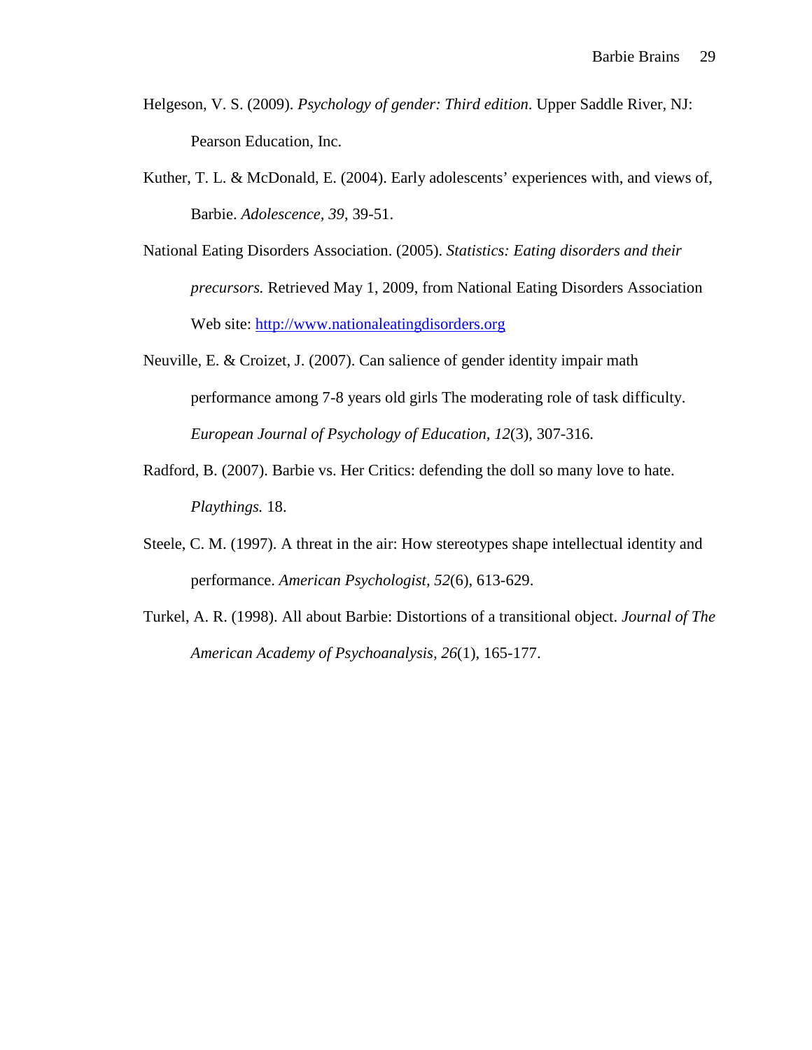Helgeson, V. S. (2009). *Psychology of gender: Third edition.* Upper Saddle River, NJ: Pearson Education, Inc.

Kuther, T. L. & McDonald, E. (2004). Early adolescents' experiences with, and views of, Barbie. *Adolescence, 39*, 39-51.

National Eating Disorders Association. (2005). *Statistics: Eating disorders and their precursors.* Retrieved May 1, 2009, from National Eating Disorders Association Web site: http://www.nationaleatingdisorders.org

Neuville, E. & Croizet, J. (2007). Can salience of gender identity impair math performance among 7-8 years old girls The moderating role of task difficulty. *European Journal of Psychology of Education, 12*(3), 307-316.

Radford, B. (2007). Barbie vs. Her Critics: defending the doll so many love to hate. *Playthings.* 18.

Steele, C. M. (1997). A threat in the air: How stereotypes shape intellectual identity and performance. *American Psychologist, 52*(6), 613-629.

Turkel, A. R. (1998). All about Barbie: Distortions of a transitional object. *Journal of The American Academy of Psychoanalysis, 26*(1), 165-177.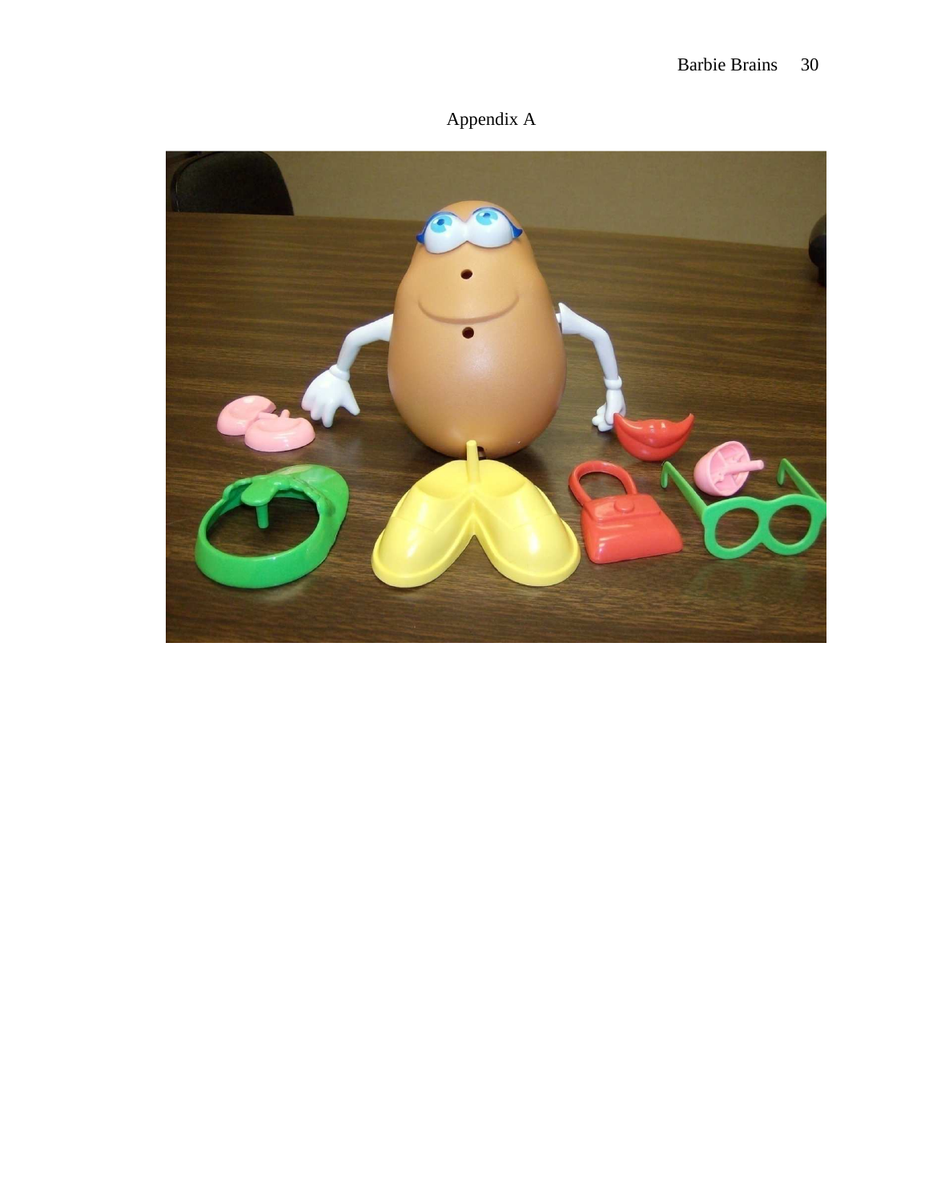Appendix A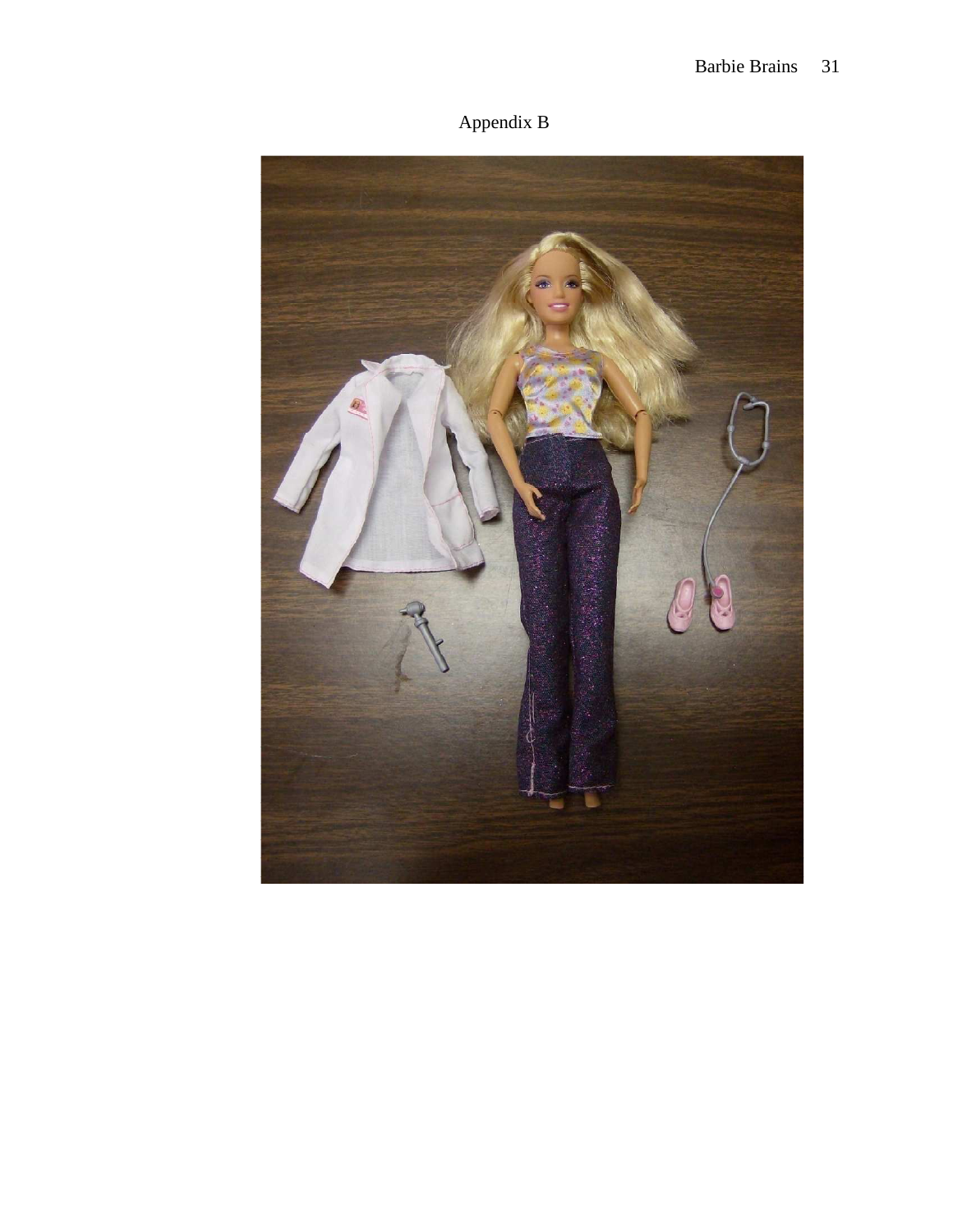Appendix B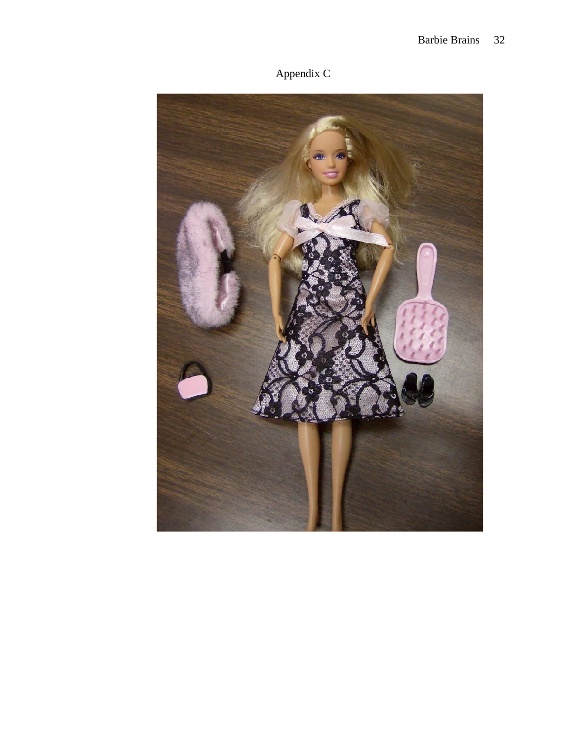Appendix C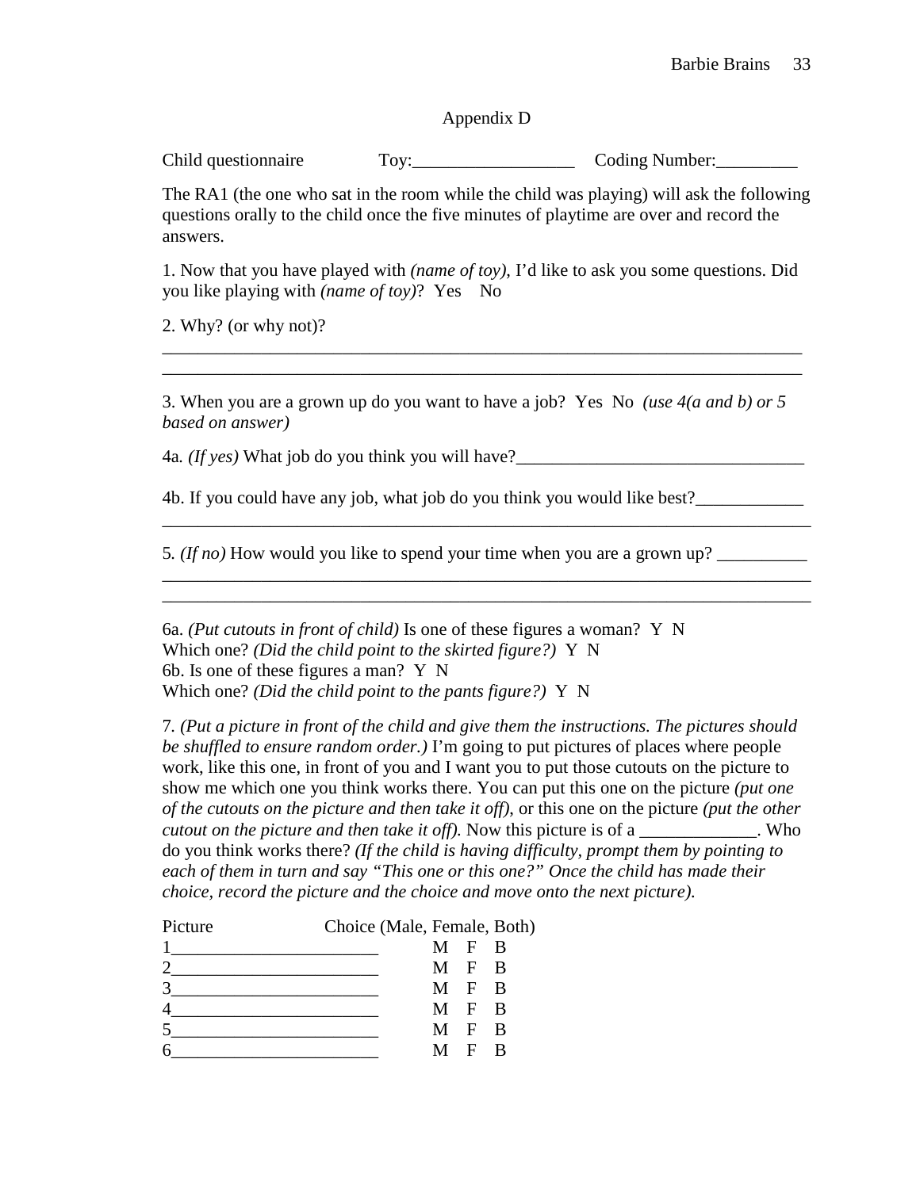## Appendix D

Child questionnaire Toy:__________________ Coding Number:_________

The RA1 (the one who sat in the room while the child was playing) will ask the following questions orally to the child once the five minutes of playtime are over and record the answers.

1. Now that you have played with *(name of toy)*, I'd like to ask you some questions. Did you like playing with *(name of toy)*? Yes No

2. Why? (or why not)?

__________________________________________________________________________
__________________________________________________________________________

3. When you are a grown up do you want to have a job? Yes No *(use 4(a and b) or 5 based on answer)*

4a. *(If yes)* What job do you think you will have?________________________________

4b. If you could have any job, what job do you think you would like best?____________
__________________________________________________________________________

5. *(If no)* How would you like to spend your time when you are a grown up? __________
__________________________________________________________________________
__________________________________________________________________________

6a. *(Put cutouts in front of child)* Is one of these figures a woman? Y N
Which one? *(Did the child point to the skirted figure?)* Y N
6b. Is one of these figures a man? Y N
Which one? *(Did the child point to the pants figure?)* Y N

7. *(Put a picture in front of the child and give them the instructions. The pictures should be shuffled to ensure random order.)* I'm going to put pictures of places where people work, like this one, in front of you and I want you to put those cutouts on the picture to show me which one you think works there. You can put this one on the picture *(put one of the cutouts on the picture and then take it off)*, or this one on the picture *(put the other cutout on the picture and then take it off).* Now this picture is of a _____________. Who do you think works there? *(If the child is having difficulty, prompt them by pointing to each of them in turn and say "This one or this one?" Once the child has made their choice, record the picture and the choice and move onto the next picture).*

| Picture | Choice (Male, Female, Both) |
|---|---|
| 1_______________________ | M F B |
| 2_______________________ | M F B |
| 3_______________________ | M F B |
| 4_______________________ | M F B |
| 5_______________________ | M F B |
| 6_______________________ | M F B |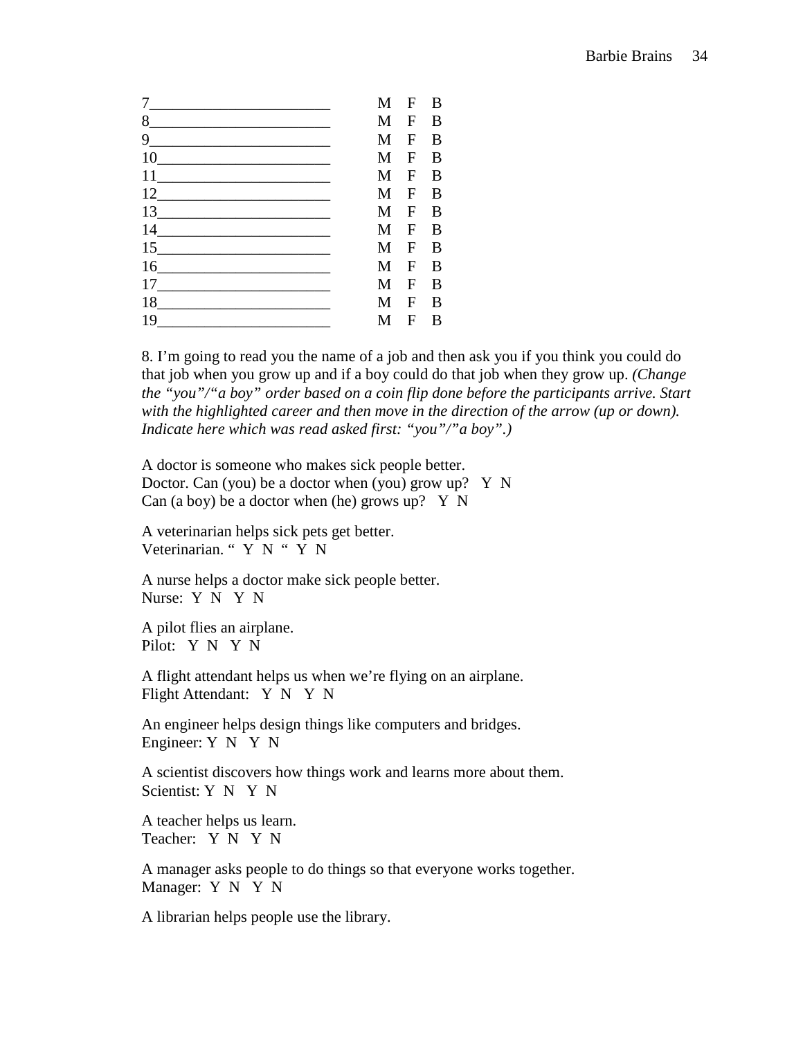7______________________ M F B
8______________________ M F B
9______________________ M F B
10_____________________ M F B
11_____________________ M F B
12_____________________ M F B
13_____________________ M F B
14_____________________ M F B
15_____________________ M F B
16_____________________ M F B
17_____________________ M F B
18_____________________ M F B
19_____________________ M F B

8. I'm going to read you the name of a job and then ask you if you think you could do that job when you grow up and if a boy could do that job when they grow up. *(Change the "you"/"a boy" order based on a coin flip done before the participants arrive. Start with the highlighted career and then move in the direction of the arrow (up or down). Indicate here which was read asked first: "you"/"a boy".)*

A doctor is someone who makes sick people better.
Doctor. Can (you) be a doctor when (you) grow up? Y N
Can (a boy) be a doctor when (he) grows up? Y N

A veterinarian helps sick pets get better.
Veterinarian. " Y N " Y N

A nurse helps a doctor make sick people better.
Nurse: Y N Y N

A pilot flies an airplane.
Pilot: Y N Y N

A flight attendant helps us when we're flying on an airplane.
Flight Attendant: Y N Y N

An engineer helps design things like computers and bridges.
Engineer: Y N Y N

A scientist discovers how things work and learns more about them.
Scientist: Y N Y N

A teacher helps us learn.
Teacher: Y N Y N

A manager asks people to do things so that everyone works together.
Manager: Y N Y N

A librarian helps people use the library.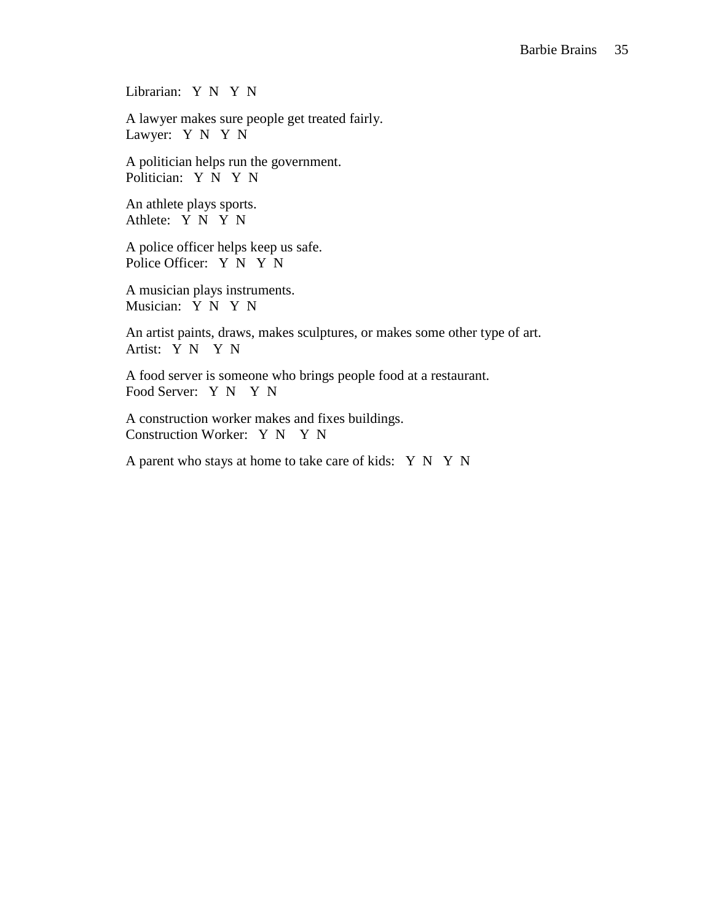Librarian: Y N Y N

A lawyer makes sure people get treated fairly.
Lawyer: Y N Y N

A politician helps run the government.
Politician: Y N Y N

An athlete plays sports.
Athlete: Y N Y N

A police officer helps keep us safe.
Police Officer: Y N Y N

A musician plays instruments.
Musician: Y N Y N

An artist paints, draws, makes sculptures, or makes some other type of art.
Artist: Y N Y N

A food server is someone who brings people food at a restaurant.
Food Server: Y N Y N

A construction worker makes and fixes buildings.
Construction Worker: Y N Y N

A parent who stays at home to take care of kids: Y N Y N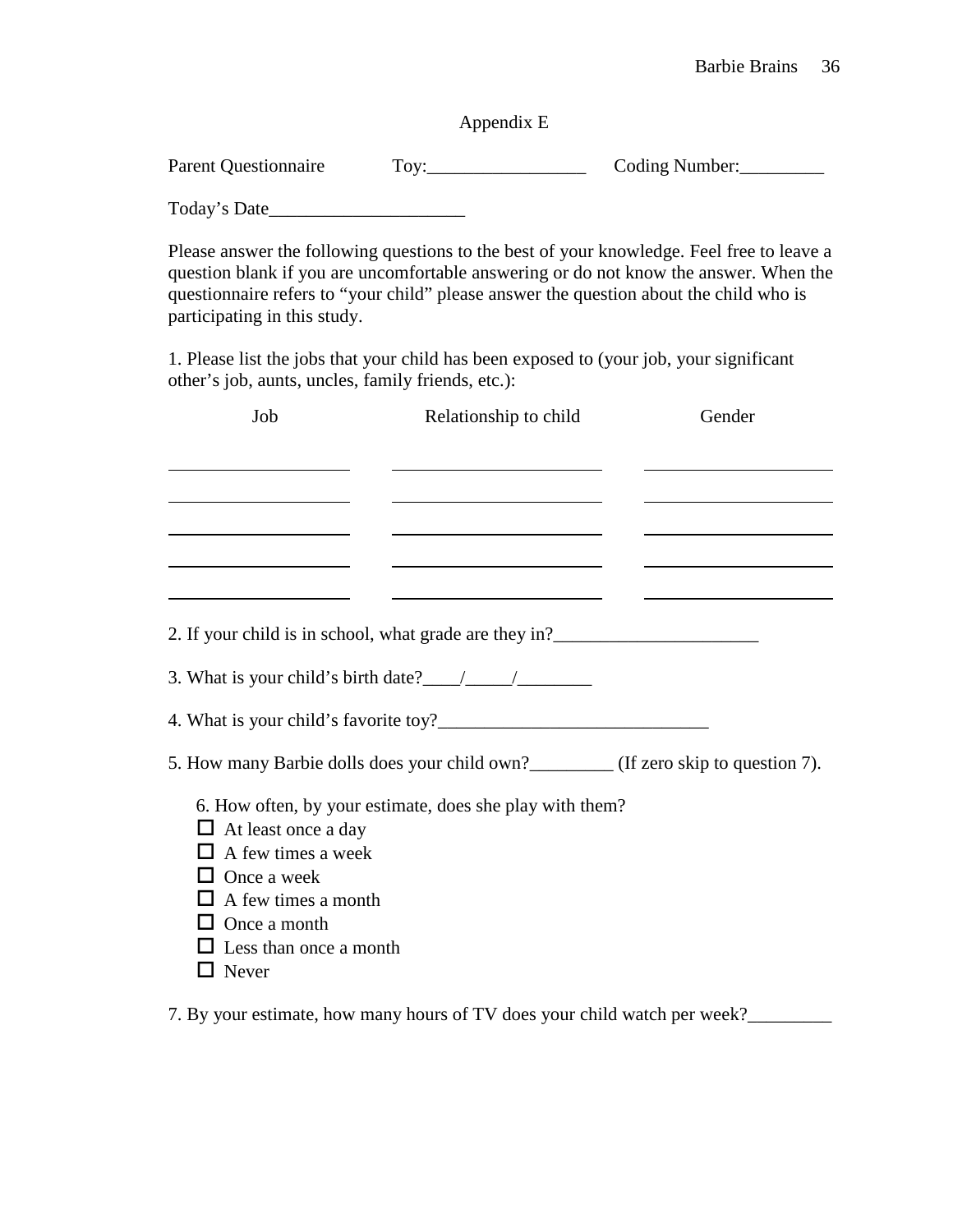# Appendix E

Parent Questionnaire Toy:_________________ Coding Number:_________

Today's Date_____________________

Please answer the following questions to the best of your knowledge. Feel free to leave a question blank if you are uncomfortable answering or do not know the answer. When the questionnaire refers to "your child" please answer the question about the child who is participating in this study.

1. Please list the jobs that your child has been exposed to (your job, your significant other's job, aunts, uncles, family friends, etc.):

| Job | Relationship to child | Gender |
|---|---|---|
| | | |
| | | |
| | | |
| | | |
| | | |

2. If your child is in school, what grade are they in?______________________

3. What is your child's birth date?____/_____/________

4. What is your child's favorite toy?_____________________________

5. How many Barbie dolls does your child own?_________ (If zero skip to question 7).

   6. How often, by your estimate, does she play with them?
   - ☐ At least once a day
   - ☐ A few times a week
   - ☐ Once a week
   - ☐ A few times a month
   - ☐ Once a month
   - ☐ Less than once a month
   - ☐ Never

7. By your estimate, how many hours of TV does your child watch per week?_________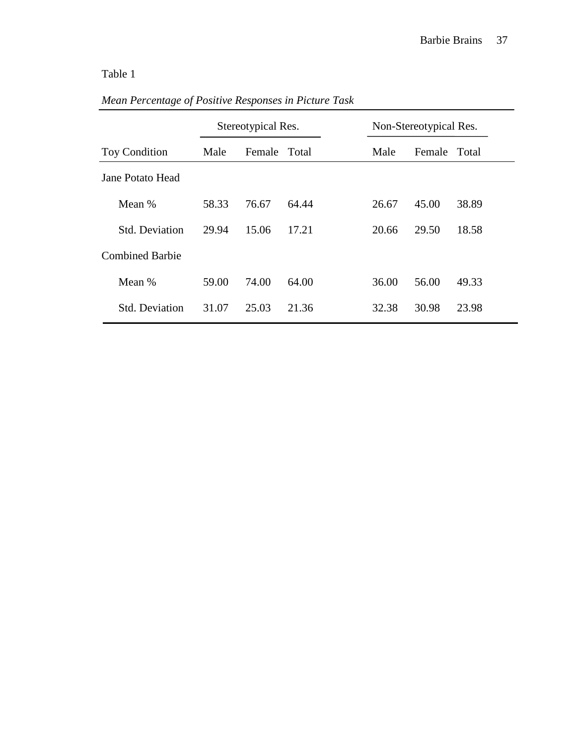Table 1

*Mean Percentage of Positive Responses in Picture Task*

| | Stereotypical Res. | | | Non-Stereotypical Res. | | |
|---|---|---|---|---|---|---|
| Toy Condition | Male | Female | Total | Male | Female | Total |
| Jane Potato Head | | | | | | |
| Mean % | 58.33 | 76.67 | 64.44 | 26.67 | 45.00 | 38.89 |
| Std. Deviation | 29.94 | 15.06 | 17.21 | 20.66 | 29.50 | 18.58 |
| Combined Barbie | | | | | | |
| Mean % | 59.00 | 74.00 | 64.00 | 36.00 | 56.00 | 49.33 |
| Std. Deviation | 31.07 | 25.03 | 21.36 | 32.38 | 30.98 | 23.98 |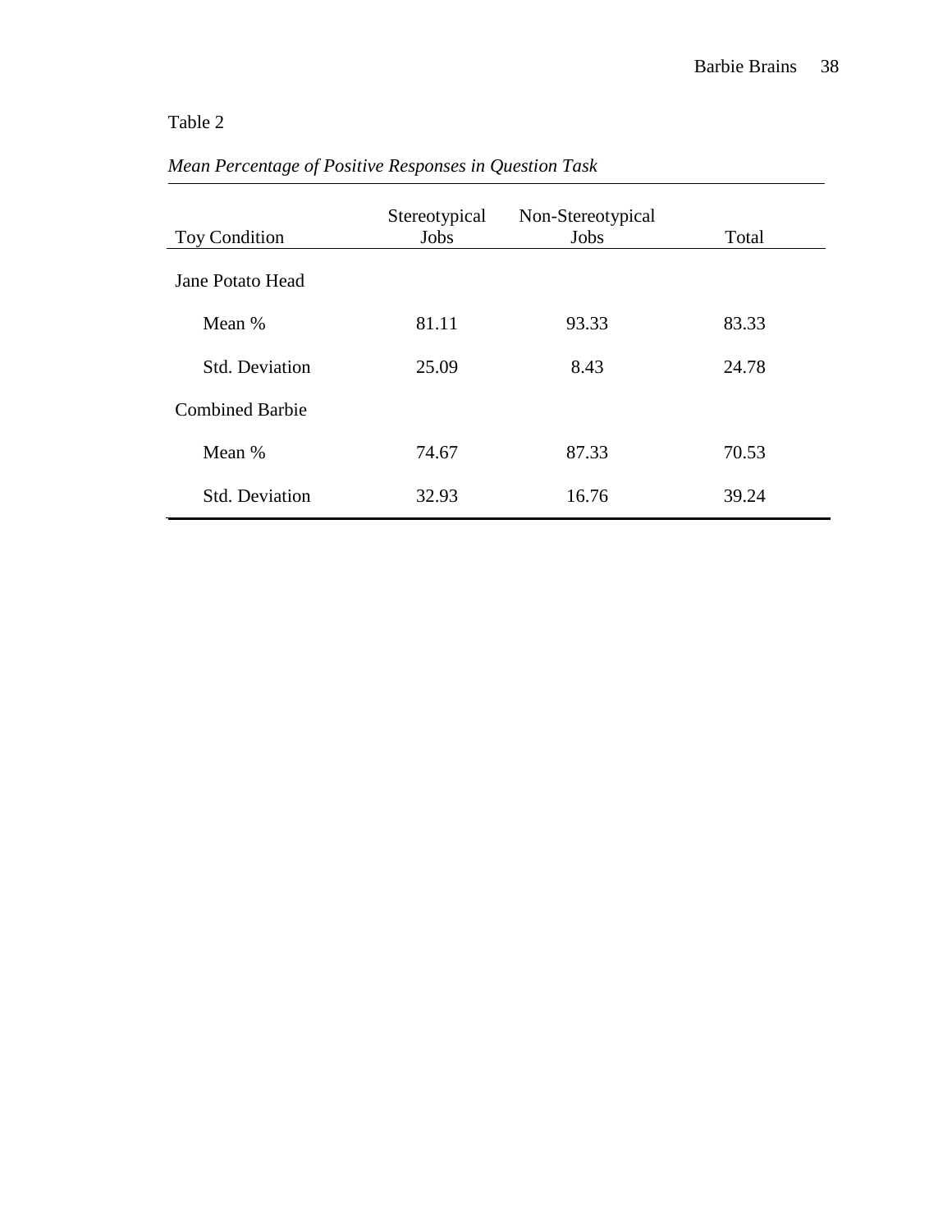Table 2

*Mean Percentage of Positive Responses in Question Task*

| Toy Condition | Stereotypical Jobs | Non-Stereotypical Jobs | Total |
|---|---|---|---|
| Jane Potato Head | | | |
| Mean % | 81.11 | 93.33 | 83.33 |
| Std. Deviation | 25.09 | 8.43 | 24.78 |
| Combined Barbie | | | |
| Mean % | 74.67 | 87.33 | 70.53 |
| Std. Deviation | 32.93 | 16.76 | 39.24 |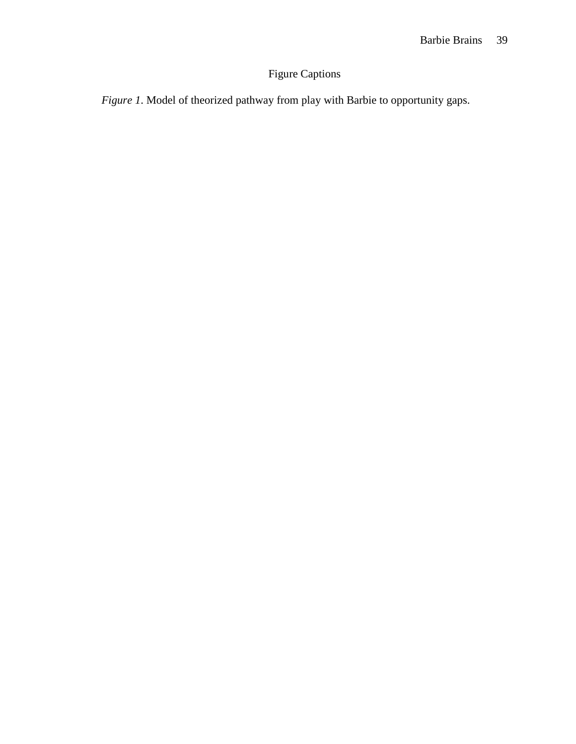# Figure Captions

*Figure 1*. Model of theorized pathway from play with Barbie to opportunity gaps.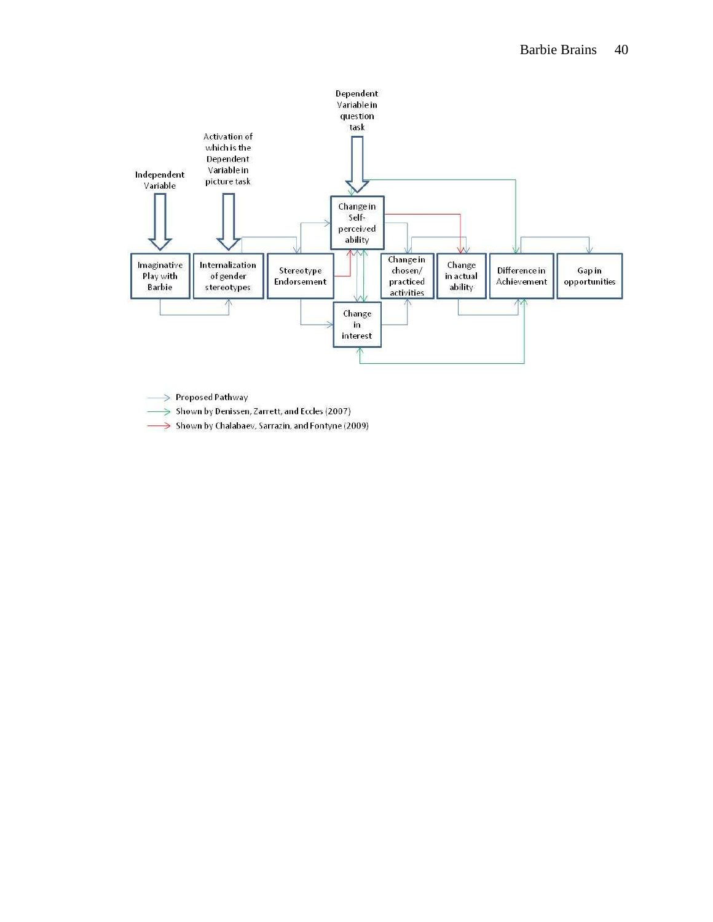Dependent Variable in question task

Activation of which is the Dependent Variable in picture task

Independent Variable

Change in Self-perceived ability

Imaginative Play with Barbie

Internalization of gender stereotypes

Stereotype Endorsement

Change in chosen/ practiced activities

Change in actual ability

Difference in Achievement

Gap in opportunities

Change in interest

Proposed Pathway

Shown by Denissen, Zarrett, and Eccles (2007)

Shown by Chalabaev, Sarrazin, and Fontyne (2009)